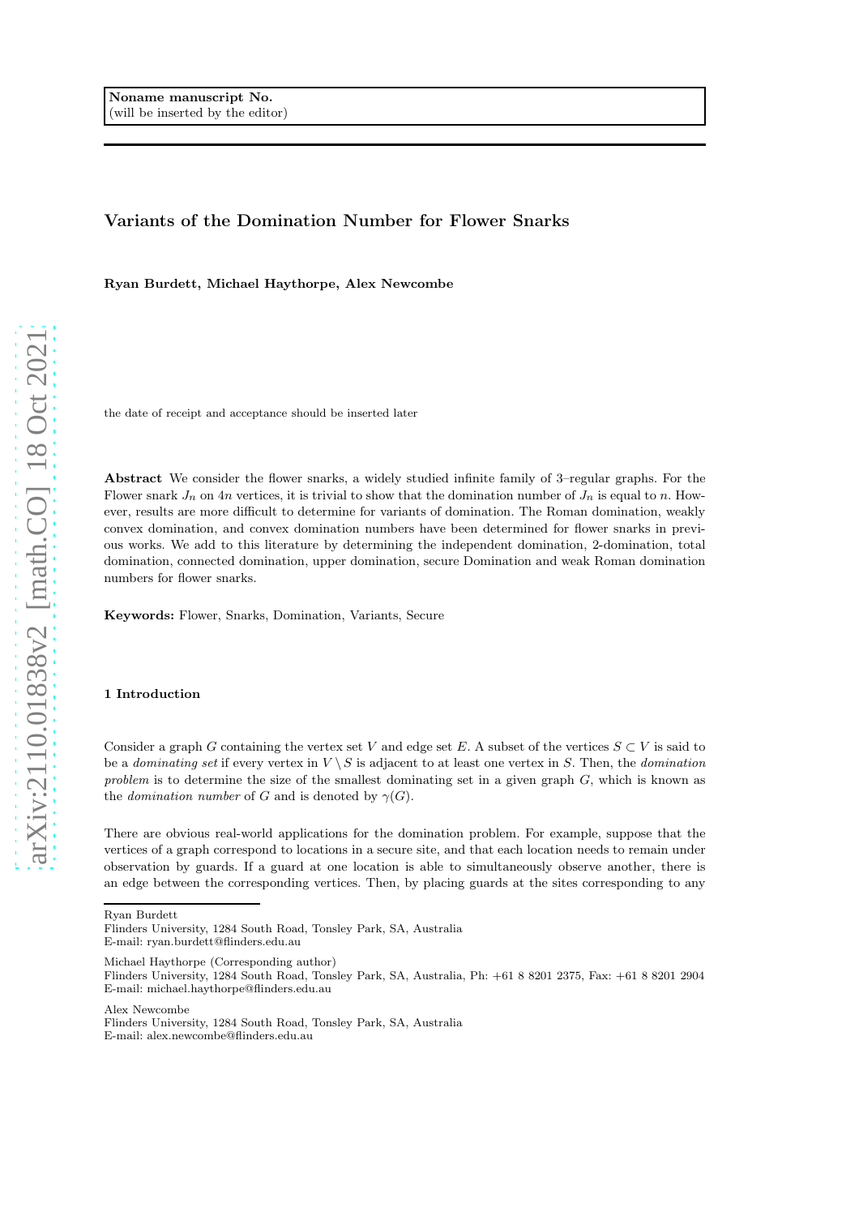Noname manuscript No.
(will be inserted by the editor)

# Variants of the Domination Number for Flower Snarks

**Ryan Burdett, Michael Haythorpe, Alex Newcombe**

the date of receipt and acceptance should be inserted later

**Abstract** We consider the flower snarks, a widely studied infinite family of 3–regular graphs. For the Flower snark $J_n$ on $4n$ vertices, it is trivial to show that the domination number of $J_n$ is equal to $n$. However, results are more difficult to determine for variants of domination. The Roman domination, weakly convex domination, and convex domination numbers have been determined for flower snarks in previous works. We add to this literature by determining the independent domination, 2-domination, total domination, connected domination, upper domination, secure Domination and weak Roman domination numbers for flower snarks.

**Keywords:** Flower, Snarks, Domination, Variants, Secure

## 1 Introduction

Consider a graph $G$ containing the vertex set $V$ and edge set $E$. A subset of the vertices $S \subset V$ is said to be a *dominating set* if every vertex in $V \setminus S$ is adjacent to at least one vertex in $S$. Then, the *domination problem* is to determine the size of the smallest dominating set in a given graph $G$, which is known as the *domination number* of $G$ and is denoted by $\gamma(G)$.

There are obvious real-world applications for the domination problem. For example, suppose that the vertices of a graph correspond to locations in a secure site, and that each location needs to remain under observation by guards. If a guard at one location is able to simultaneously observe another, there is an edge between the corresponding vertices. Then, by placing guards at the sites corresponding to any

Ryan Burdett
Flinders University, 1284 South Road, Tonsley Park, SA, Australia
E-mail: ryan.burdett@flinders.edu.au

Michael Haythorpe (Corresponding author)
Flinders University, 1284 South Road, Tonsley Park, SA, Australia, Ph: +61 8 8201 2375, Fax: +61 8 8201 2904
E-mail: michael.haythorpe@flinders.edu.au

Alex Newcombe
Flinders University, 1284 South Road, Tonsley Park, SA, Australia
E-mail: alex.newcombe@flinders.edu.au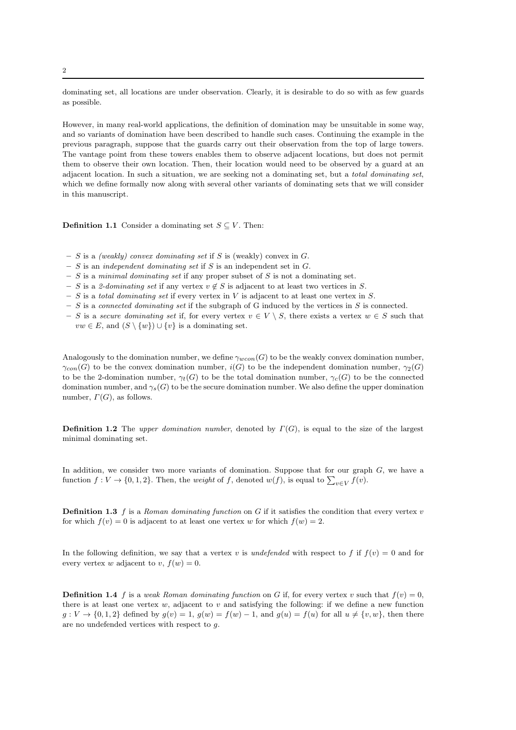dominating set, all locations are under observation. Clearly, it is desirable to do so with as few guards as possible.

However, in many real-world applications, the definition of domination may be unsuitable in some way, and so variants of domination have been described to handle such cases. Continuing the example in the previous paragraph, suppose that the guards carry out their observation from the top of large towers. The vantage point from these towers enables them to observe adjacent locations, but does not permit them to observe their own location. Then, their location would need to be observed by a guard at an adjacent location. In such a situation, we are seeking not a dominating set, but a *total dominating set*, which we define formally now along with several other variants of dominating sets that we will consider in this manuscript.

**Definition 1.1** Consider a dominating set $S \subseteq V$. Then:

- $S$ is a *(weakly) convex dominating set* if $S$ is (weakly) convex in $G$.
- $S$ is an *independent dominating set* if $S$ is an independent set in $G$.
- $S$ is a *minimal dominating set* if any proper subset of $S$ is not a dominating set.
- $S$ is a *2-dominating set* if any vertex $v \notin S$ is adjacent to at least two vertices in $S$.
- $S$ is a *total dominating set* if every vertex in $V$ is adjacent to at least one vertex in $S$.
- $S$ is a *connected dominating set* if the subgraph of G induced by the vertices in $S$ is connected.
- $S$ is a *secure dominating set* if, for every vertex $v \in V \setminus S$, there exists a vertex $w \in S$ such that $vw \in E$, and $(S \setminus \{w\}) \cup \{v\}$ is a dominating set.

Analogously to the domination number, we define $\gamma_{wcon}(G)$ to be the weakly convex domination number, $\gamma_{con}(G)$ to be the convex domination number, $i(G)$ to be the independent domination number, $\gamma_2(G)$ to be the 2-domination number, $\gamma_t(G)$ to be the total domination number, $\gamma_c(G)$ to be the connected domination number, and $\gamma_s(G)$ to be the secure domination number. We also define the upper domination number, $\Gamma(G)$, as follows.

**Definition 1.2** The *upper domination number*, denoted by $\Gamma(G)$, is equal to the size of the largest minimal dominating set.

In addition, we consider two more variants of domination. Suppose that for our graph $G$, we have a function $f : V \to \{0, 1, 2\}$. Then, the *weight* of $f$, denoted $w(f)$, is equal to $\sum_{v \in V} f(v)$.

**Definition 1.3** $f$ is a *Roman dominating function* on $G$ if it satisfies the condition that every vertex $v$ for which $f(v) = 0$ is adjacent to at least one vertex $w$ for which $f(w) = 2$.

In the following definition, we say that a vertex $v$ is *undefended* with respect to $f$ if $f(v) = 0$ and for every vertex $w$ adjacent to $v$, $f(w) = 0$.

**Definition 1.4** $f$ is a *weak Roman dominating function* on $G$ if, for every vertex $v$ such that $f(v) = 0$, there is at least one vertex $w$, adjacent to $v$ and satisfying the following: if we define a new function $g : V \to \{0, 1, 2\}$ defined by $g(v) = 1$, $g(w) = f(w) - 1$, and $g(u) = f(u)$ for all $u \neq \{v, w\}$, then there are no undefended vertices with respect to $g$.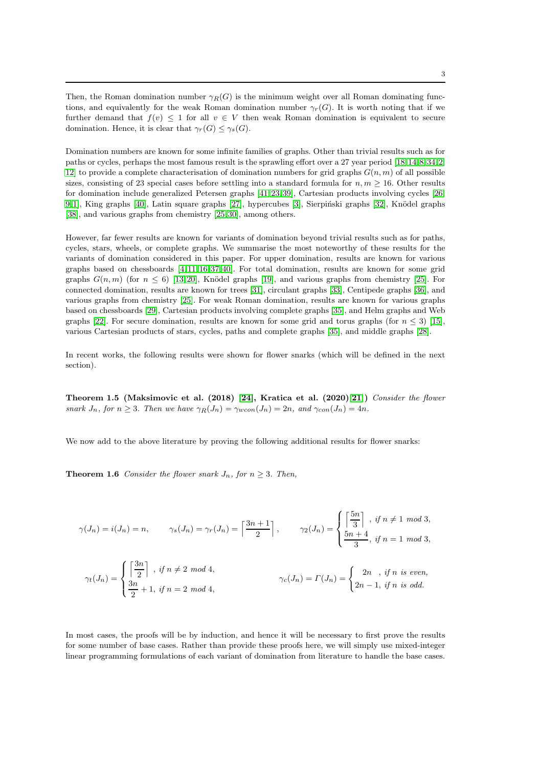Then, the Roman domination number $\gamma_R(G)$ is the minimum weight over all Roman dominating functions, and equivalently for the weak Roman domination number $\gamma_r(G)$. It is worth noting that if we further demand that $f(v) \leq 1$ for all $v \in V$ then weak Roman domination is equivalent to secure domination. Hence, it is clear that $\gamma_r(G) \leq \gamma_s(G)$.

Domination numbers are known for some infinite families of graphs. Other than trivial results such as for paths or cycles, perhaps the most famous result is the sprawling effort over a 27 year period [18,14,8,34,2,12] to provide a complete characterisation of domination numbers for grid graphs $G(n, m)$ of all possible sizes, consisting of 23 special cases before settling into a standard formula for $n, m \geq 16$. Other results for domination include generalized Petersen graphs [41,23,39], Cartesian products involving cycles [26,9,1], King graphs [40], Latin square graphs [27], hypercubes [3], Sierpiński graphs [32], Knödel graphs [38], and various graphs from chemistry [25,30], among others.

However, far fewer results are known for variants of domination beyond trivial results such as for paths, cycles, stars, wheels, or complete graphs. We summarise the most noteworthy of these results for the variants of domination considered in this paper. For upper domination, results are known for various graphs based on chessboards [4,11,16,37,40]. For total domination, results are known for some grid graphs $G(n, m)$ (for $n \leq 6$) [13,20], Knödel graphs [19], and various graphs from chemistry [25]. For connected domination, results are known for trees [31], circulant graphs [33], Centipede graphs [36], and various graphs from chemistry [25]. For weak Roman domination, results are known for various graphs based on chessboards [29], Cartesian products involving complete graphs [35], and Helm graphs and Web graphs [22]. For secure domination, results are known for some grid and torus graphs (for $n \leq 3$) [15], various Cartesian products of stars, cycles, paths and complete graphs [35], and middle graphs [28].

In recent works, the following results were shown for flower snarks (which will be defined in the next section).

**Theorem 1.5 (Maksimovic et al. (2018) [24], Kratica et al. (2020)[21])** *Consider the flower snark $J_n$, for $n \geq 3$. Then we have $\gamma_R(J_n) = \gamma_{wcon}(J_n) = 2n$, and $\gamma_{con}(J_n) = 4n$.*

We now add to the above literature by proving the following additional results for flower snarks:

**Theorem 1.6** *Consider the flower snark $J_n$, for $n \geq 3$. Then,*

$$\gamma(J_n) = i(J_n) = n, \qquad \gamma_s(J_n) = \gamma_r(J_n) = \left\lceil \frac{3n+1}{2} \right\rceil, \qquad \gamma_2(J_n) = \begin{cases} \left\lceil \dfrac{5n}{3} \right\rceil, & \text{if } n \neq 1 \bmod 3, \\ \dfrac{5n+4}{3}, & \text{if } n = 1 \bmod 3, \end{cases}$$

$$\gamma_t(J_n) = \begin{cases} \left\lceil \dfrac{3n}{2} \right\rceil, & \text{if } n \neq 2 \bmod 4, \\ \dfrac{3n}{2} + 1, & \text{if } n = 2 \bmod 4, \end{cases} \qquad \gamma_c(J_n) = \Gamma(J_n) = \begin{cases} 2n, & \text{if } n \text{ is even}, \\ 2n - 1, & \text{if } n \text{ is odd}. \end{cases}$$

In most cases, the proofs will be by induction, and hence it will be necessary to first prove the results for some number of base cases. Rather than provide these proofs here, we will simply use mixed-integer linear programming formulations of each variant of domination from literature to handle the base cases.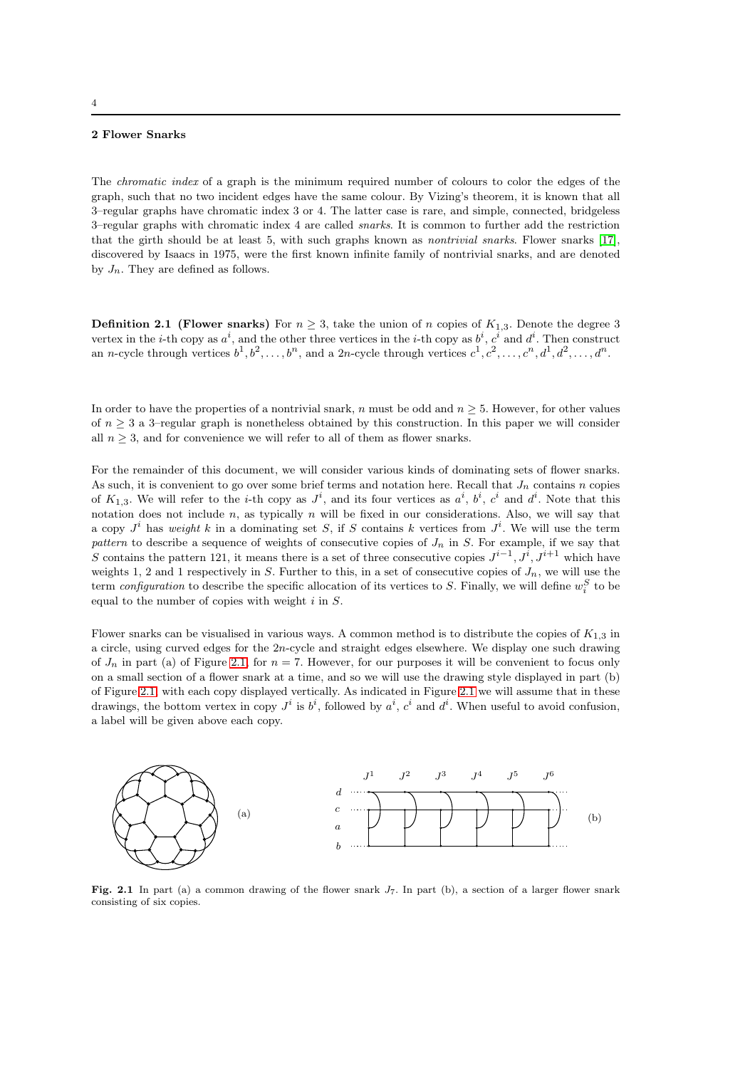## 2 Flower Snarks

The *chromatic index* of a graph is the minimum required number of colours to color the edges of the graph, such that no two incident edges have the same colour. By Vizing's theorem, it is known that all 3–regular graphs have chromatic index 3 or 4. The latter case is rare, and simple, connected, bridgeless 3–regular graphs with chromatic index 4 are called *snarks*. It is common to further add the restriction that the girth should be at least 5, with such graphs known as *nontrivial snarks*. Flower snarks [17], discovered by Isaacs in 1975, were the first known infinite family of nontrivial snarks, and are denoted by $J_n$. They are defined as follows.

**Definition 2.1 (Flower snarks)** For $n \geq 3$, take the union of $n$ copies of $K_{1,3}$. Denote the degree 3 vertex in the $i$-th copy as $a^i$, and the other three vertices in the $i$-th copy as $b^i$, $c^i$ and $d^i$. Then construct an $n$-cycle through vertices $b^1, b^2, \ldots, b^n$, and a $2n$-cycle through vertices $c^1, c^2, \ldots, c^n, d^1, d^2, \ldots, d^n$.

In order to have the properties of a nontrivial snark, $n$ must be odd and $n \geq 5$. However, for other values of $n \geq 3$ a 3–regular graph is nonetheless obtained by this construction. In this paper we will consider all $n \geq 3$, and for convenience we will refer to all of them as flower snarks.

For the remainder of this document, we will consider various kinds of dominating sets of flower snarks. As such, it is convenient to go over some brief terms and notation here. Recall that $J_n$ contains $n$ copies of $K_{1,3}$. We will refer to the $i$-th copy as $J^i$, and its four vertices as $a^i$, $b^i$, $c^i$ and $d^i$. Note that this notation does not include $n$, as typically $n$ will be fixed in our considerations. Also, we will say that a copy $J^i$ has *weight* $k$ in a dominating set $S$, if $S$ contains $k$ vertices from $J^i$. We will use the term *pattern* to describe a sequence of weights of consecutive copies of $J_n$ in $S$. For example, if we say that $S$ contains the pattern 121, it means there is a set of three consecutive copies $J^{i-1}, J^i, J^{i+1}$ which have weights 1, 2 and 1 respectively in $S$. Further to this, in a set of consecutive copies of $J_n$, we will use the term *configuration* to describe the specific allocation of its vertices to $S$. Finally, we will define $w_i^S$ to be equal to the number of copies with weight $i$ in $S$.

Flower snarks can be visualised in various ways. A common method is to distribute the copies of $K_{1,3}$ in a circle, using curved edges for the $2n$-cycle and straight edges elsewhere. We display one such drawing of $J_n$ in part (a) of Figure 2.1, for $n = 7$. However, for our purposes it will be convenient to focus only on a small section of a flower snark at a time, and so we will use the drawing style displayed in part (b) of Figure 2.1, with each copy displayed vertically. As indicated in Figure 2.1 we will assume that in these drawings, the bottom vertex in copy $J^i$ is $b^i$, followed by $a^i$, $c^i$ and $d^i$. When useful to avoid confusion, a label will be given above each copy.

**Fig. 2.1** In part (a) a common drawing of the flower snark $J_7$. In part (b), a section of a larger flower snark consisting of six copies.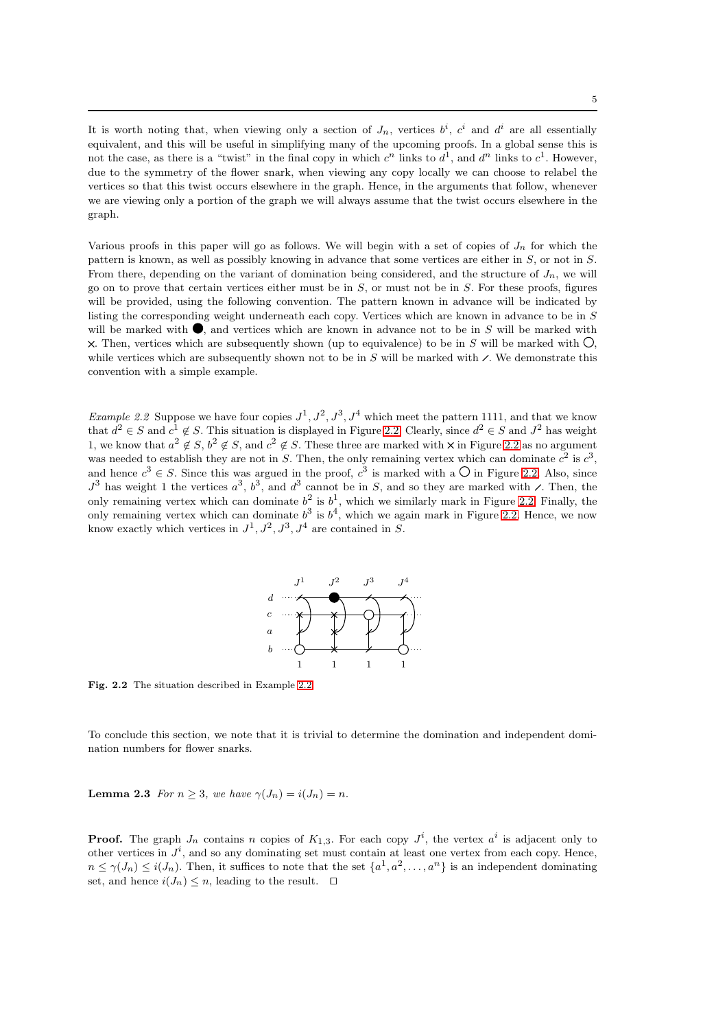It is worth noting that, when viewing only a section of $J_n$, vertices $b^i$, $c^i$ and $d^i$ are all essentially equivalent, and this will be useful in simplifying many of the upcoming proofs. In a global sense this is not the case, as there is a "twist" in the final copy in which $c^n$ links to $d^1$, and $d^n$ links to $c^1$. However, due to the symmetry of the flower snark, when viewing any copy locally we can choose to relabel the vertices so that this twist occurs elsewhere in the graph. Hence, in the arguments that follow, whenever we are viewing only a portion of the graph we will always assume that the twist occurs elsewhere in the graph.

Various proofs in this paper will go as follows. We will begin with a set of copies of $J_n$ for which the pattern is known, as well as possibly knowing in advance that some vertices are either in $S$, or not in $S$. From there, depending on the variant of domination being considered, and the structure of $J_n$, we will go on to prove that certain vertices either must be in $S$, or must not be in $S$. For these proofs, figures will be provided, using the following convention. The pattern known in advance will be indicated by listing the corresponding weight underneath each copy. Vertices which are known in advance to be in $S$ will be marked with ●, and vertices which are known in advance not to be in $S$ will be marked with ×. Then, vertices which are subsequently shown (up to equivalence) to be in $S$ will be marked with ○, while vertices which are subsequently shown not to be in $S$ will be marked with ⁄. We demonstrate this convention with a simple example.

*Example 2.2* Suppose we have four copies $J^1, J^2, J^3, J^4$ which meet the pattern 1111, and that we know that $d^2 \in S$ and $c^1 \notin S$. This situation is displayed in Figure 2.2. Clearly, since $d^2 \in S$ and $J^2$ has weight 1, we know that $a^2 \notin S$, $b^2 \notin S$, and $c^2 \notin S$. These three are marked with × in Figure 2.2 as no argument was needed to establish they are not in $S$. Then, the only remaining vertex which can dominate $c^2$ is $c^3$, and hence $c^3 \in S$. Since this was argued in the proof, $c^3$ is marked with a ○ in Figure 2.2. Also, since $J^3$ has weight 1 the vertices $a^3$, $b^3$, and $d^3$ cannot be in $S$, and so they are marked with ⁄. Then, the only remaining vertex which can dominate $b^2$ is $b^1$, which we similarly mark in Figure 2.2. Finally, the only remaining vertex which can dominate $b^3$ is $b^4$, which we again mark in Figure 2.2. Hence, we now know exactly which vertices in $J^1, J^2, J^3, J^4$ are contained in $S$.

**Fig. 2.2** The situation described in Example 2.2

To conclude this section, we note that it is trivial to determine the domination and independent domination numbers for flower snarks.

**Lemma 2.3** *For $n \geq 3$, we have $\gamma(J_n) = i(J_n) = n$.*

**Proof.** The graph $J_n$ contains $n$ copies of $K_{1,3}$. For each copy $J^i$, the vertex $a^i$ is adjacent only to other vertices in $J^i$, and so any dominating set must contain at least one vertex from each copy. Hence, $n \leq \gamma(J_n) \leq i(J_n)$. Then, it suffices to note that the set $\{a^1, a^2, \ldots, a^n\}$ is an independent dominating set, and hence $i(J_n) \leq n$, leading to the result. □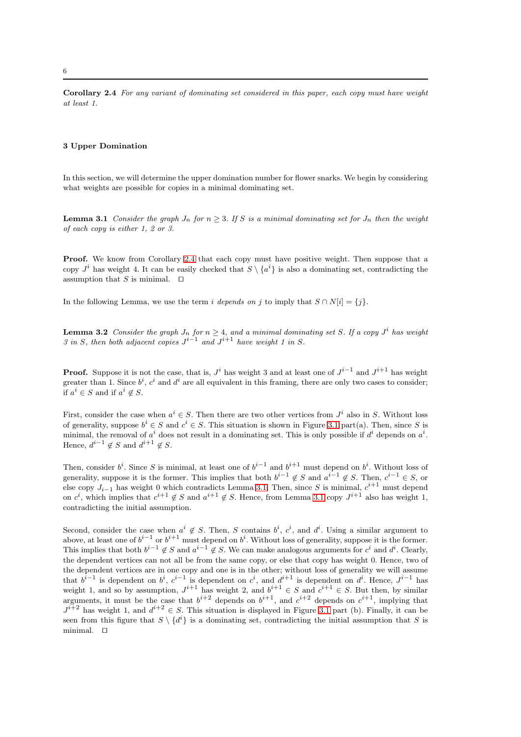**Corollary 2.4** *For any variant of dominating set considered in this paper, each copy must have weight at least 1.*

## 3 Upper Domination

In this section, we will determine the upper domination number for flower snarks. We begin by considering what weights are possible for copies in a minimal dominating set.

**Lemma 3.1** *Consider the graph $J_n$ for $n \geq 3$. If $S$ is a minimal dominating set for $J_n$ then the weight of each copy is either 1, 2 or 3.*

**Proof.** We know from Corollary 2.4 that each copy must have positive weight. Then suppose that a copy $J^i$ has weight 4. It can be easily checked that $S \setminus \{a^i\}$ is also a dominating set, contradicting the assumption that $S$ is minimal. □

In the following Lemma, we use the term *i depends on j* to imply that $S \cap N[i] = \{j\}$.

**Lemma 3.2** *Consider the graph $J_n$ for $n \geq 4$, and a minimal dominating set $S$. If a copy $J^i$ has weight 3 in $S$, then both adjacent copies $J^{i-1}$ and $J^{i+1}$ have weight 1 in $S$.*

**Proof.** Suppose it is not the case, that is, $J^i$ has weight 3 and at least one of $J^{i-1}$ and $J^{i+1}$ has weight greater than 1. Since $b^i$, $c^i$ and $d^i$ are all equivalent in this framing, there are only two cases to consider; if $a^i \in S$ and if $a^i \notin S$.

First, consider the case when $a^i \in S$. Then there are two other vertices from $J^i$ also in $S$. Without loss of generality, suppose $b^i \in S$ and $c^i \in S$. This situation is shown in Figure 3.1 part(a). Then, since $S$ is minimal, the removal of $a^i$ does not result in a dominating set. This is only possible if $d^i$ depends on $a^i$. Hence, $d^{i-1} \notin S$ and $d^{i+1} \notin S$.

Then, consider $b^i$. Since $S$ is minimal, at least one of $b^{i-1}$ and $b^{i+1}$ must depend on $b^i$. Without loss of generality, suppose it is the former. This implies that both $b^{i-1} \notin S$ and $a^{i-1} \notin S$. Then, $c^{i-1} \in S$, or else copy $J_{i-1}$ has weight 0 which contradicts Lemma 3.1. Then, since $S$ is minimal, $c^{i+1}$ must depend on $c^i$, which implies that $c^{i+1} \notin S$ and $a^{i+1} \notin S$. Hence, from Lemma 3.1 copy $J^{i+1}$ also has weight 1, contradicting the initial assumption.

Second, consider the case when $a^i \notin S$. Then, $S$ contains $b^i$, $c^i$, and $d^i$. Using a similar argument to above, at least one of $b^{i-1}$ or $b^{i+1}$ must depend on $b^i$. Without loss of generality, suppose it is the former. This implies that both $b^{i-1} \notin S$ and $a^{i-1} \notin S$. We can make analogous arguments for $c^i$ and $d^i$. Clearly, the dependent vertices can not all be from the same copy, or else that copy has weight 0. Hence, two of the dependent vertices are in one copy and one is in the other; without loss of generality we will assume that $b^{i-1}$ is dependent on $b^i$, $c^{i-1}$ is dependent on $c^i$, and $d^{i+1}$ is dependent on $d^i$. Hence, $J^{i-1}$ has weight 1, and so by assumption, $J^{i+1}$ has weight 2, and $b^{i+1} \in S$ and $c^{i+1} \in S$. But then, by similar arguments, it must be the case that $b^{i+2}$ depends on $b^{i+1}$, and $c^{i+2}$ depends on $c^{i+1}$, implying that $J^{i+2}$ has weight 1, and $d^{i+2} \in S$. This situation is displayed in Figure 3.1 part (b). Finally, it can be seen from this figure that $S \setminus \{d^i\}$ is a dominating set, contradicting the initial assumption that $S$ is minimal. □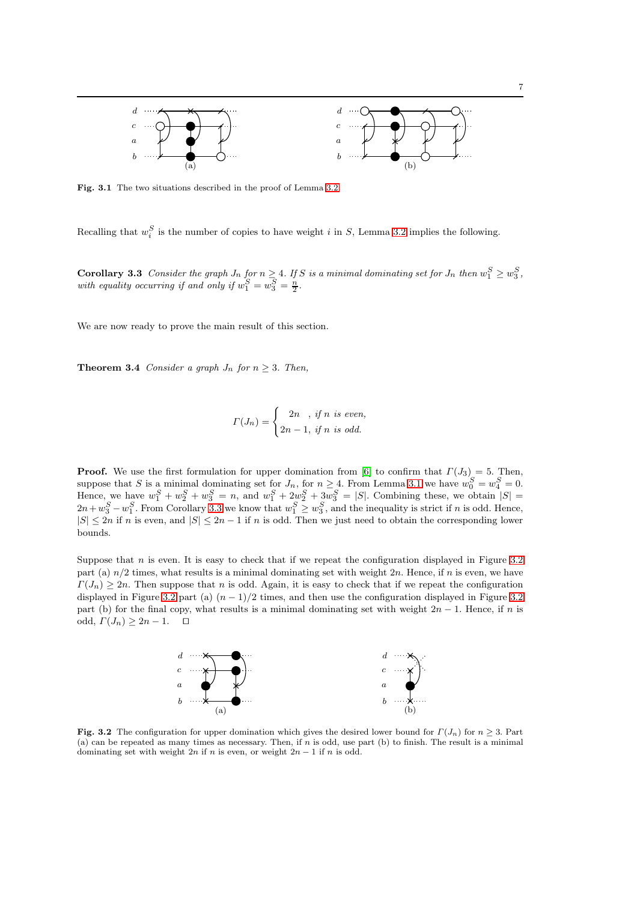Fig. 3.1 The two situations described in the proof of Lemma 3.2

Recalling that $w_i^S$ is the number of copies to have weight $i$ in $S$, Lemma 3.2 implies the following.

**Corollary 3.3** *Consider the graph $J_n$ for $n \geq 4$. If $S$ is a minimal dominating set for $J_n$ then $w_1^S \geq w_3^S$, with equality occurring if and only if $w_1^S = w_3^S = \frac{n}{2}$.*

We are now ready to prove the main result of this section.

**Theorem 3.4** *Consider a graph $J_n$ for $n \geq 3$. Then,*

$$\Gamma(J_n) = \begin{cases} 2n \quad, \text{ if } n \text{ is even,} \\ 2n-1, \text{ if } n \text{ is odd.} \end{cases}$$

**Proof.** We use the first formulation for upper domination from [6] to confirm that $\Gamma(J_3) = 5$. Then, suppose that $S$ is a minimal dominating set for $J_n$, for $n \geq 4$. From Lemma 3.1 we have $w_0^S = w_4^S = 0$. Hence, we have $w_1^S + w_2^S + w_3^S = n$, and $w_1^S + 2w_2^S + 3w_3^S = |S|$. Combining these, we obtain $|S| = 2n + w_3^S - w_1^S$. From Corollary 3.3 we know that $w_1^S \geq w_3^S$, and the inequality is strict if $n$ is odd. Hence, $|S| \leq 2n$ if $n$ is even, and $|S| \leq 2n - 1$ if $n$ is odd. Then we just need to obtain the corresponding lower bounds.

Suppose that $n$ is even. It is easy to check that if we repeat the configuration displayed in Figure 3.2 part (a) $n/2$ times, what results is a minimal dominating set with weight $2n$. Hence, if $n$ is even, we have $\Gamma(J_n) \geq 2n$. Then suppose that $n$ is odd. Again, it is easy to check that if we repeat the configuration displayed in Figure 3.2 part (a) $(n-1)/2$ times, and then use the configuration displayed in Figure 3.2 part (b) for the final copy, what results is a minimal dominating set with weight $2n - 1$. Hence, if $n$ is odd, $\Gamma(J_n) \geq 2n - 1$. $\square$

Fig. 3.2 The configuration for upper domination which gives the desired lower bound for $\Gamma(J_n)$ for $n \geq 3$. Part (a) can be repeated as many times as necessary. Then, if $n$ is odd, use part (b) to finish. The result is a minimal dominating set with weight $2n$ if $n$ is even, or weight $2n - 1$ if $n$ is odd.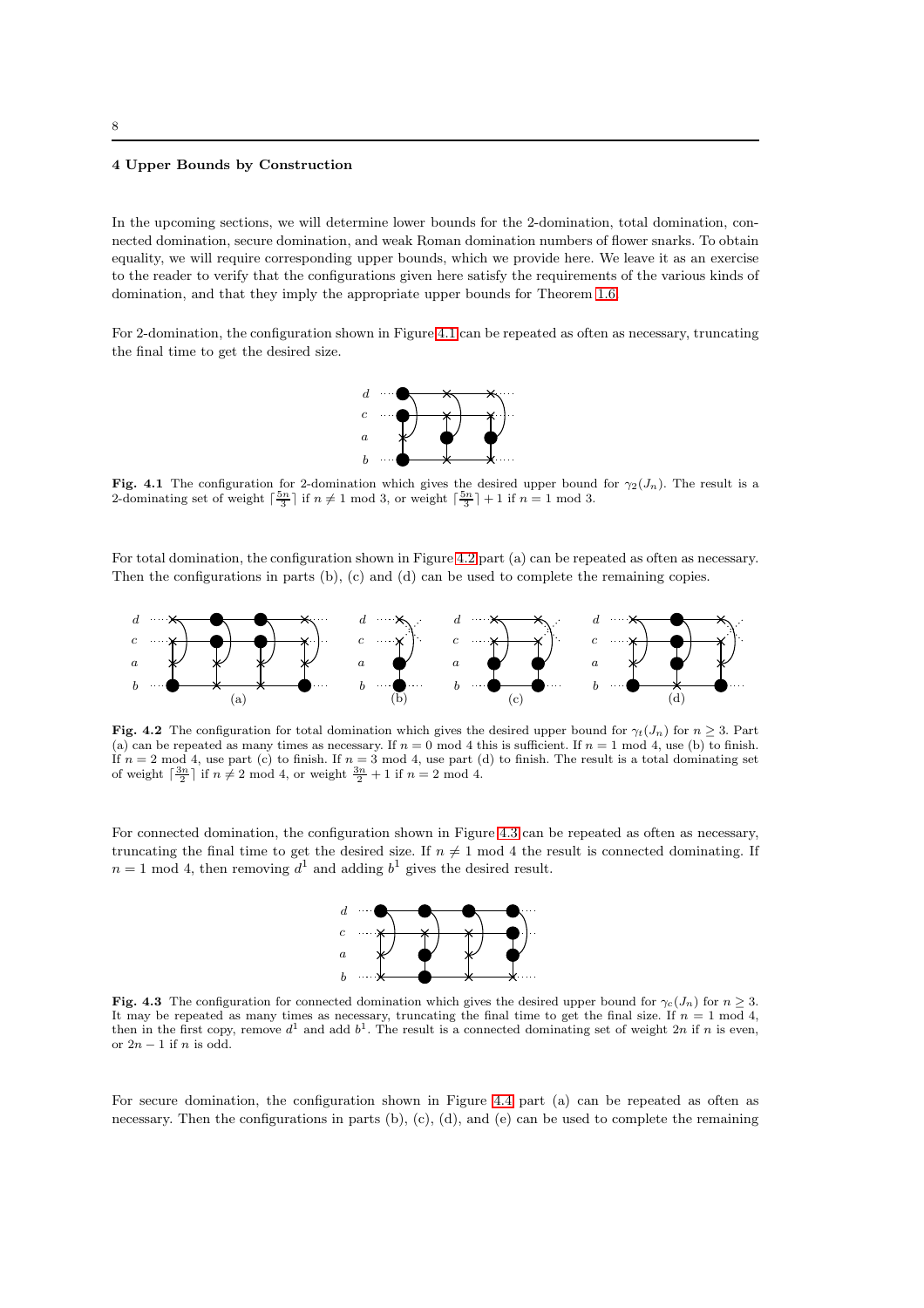## 4 Upper Bounds by Construction

In the upcoming sections, we will determine lower bounds for the 2-domination, total domination, connected domination, secure domination, and weak Roman domination numbers of flower snarks. To obtain equality, we will require corresponding upper bounds, which we provide here. We leave it as an exercise to the reader to verify that the configurations given here satisfy the requirements of the various kinds of domination, and that they imply the appropriate upper bounds for Theorem 1.6.

For 2-domination, the configuration shown in Figure 4.1 can be repeated as often as necessary, truncating the final time to get the desired size.

**Fig. 4.1** The configuration for 2-domination which gives the desired upper bound for $\gamma_2(J_n)$. The result is a 2-dominating set of weight $\lceil \frac{5n}{3} \rceil$ if $n \neq 1 \bmod 3$, or weight $\lceil \frac{5n}{3} \rceil + 1$ if $n = 1 \bmod 3$.

For total domination, the configuration shown in Figure 4.2 part (a) can be repeated as often as necessary. Then the configurations in parts (b), (c) and (d) can be used to complete the remaining copies.

**Fig. 4.2** The configuration for total domination which gives the desired upper bound for $\gamma_t(J_n)$ for $n \geq 3$. Part (a) can be repeated as many times as necessary. If $n = 0 \bmod 4$ this is sufficient. If $n = 1 \bmod 4$, use (b) to finish. If $n = 2 \bmod 4$, use part (c) to finish. If $n = 3 \bmod 4$, use part (d) to finish. The result is a total dominating set of weight $\lceil \frac{3n}{2} \rceil$ if $n \neq 2 \bmod 4$, or weight $\frac{3n}{2} + 1$ if $n = 2 \bmod 4$.

For connected domination, the configuration shown in Figure 4.3 can be repeated as often as necessary, truncating the final time to get the desired size. If $n \neq 1 \bmod 4$ the result is connected dominating. If $n = 1 \bmod 4$, then removing $d^1$ and adding $b^1$ gives the desired result.

**Fig. 4.3** The configuration for connected domination which gives the desired upper bound for $\gamma_c(J_n)$ for $n \geq 3$. It may be repeated as many times as necessary, truncating the final time to get the final size. If $n = 1 \bmod 4$, then in the first copy, remove $d^1$ and add $b^1$. The result is a connected dominating set of weight $2n$ if $n$ is even, or $2n - 1$ if $n$ is odd.

For secure domination, the configuration shown in Figure 4.4 part (a) can be repeated as often as necessary. Then the configurations in parts (b), (c), (d), and (e) can be used to complete the remaining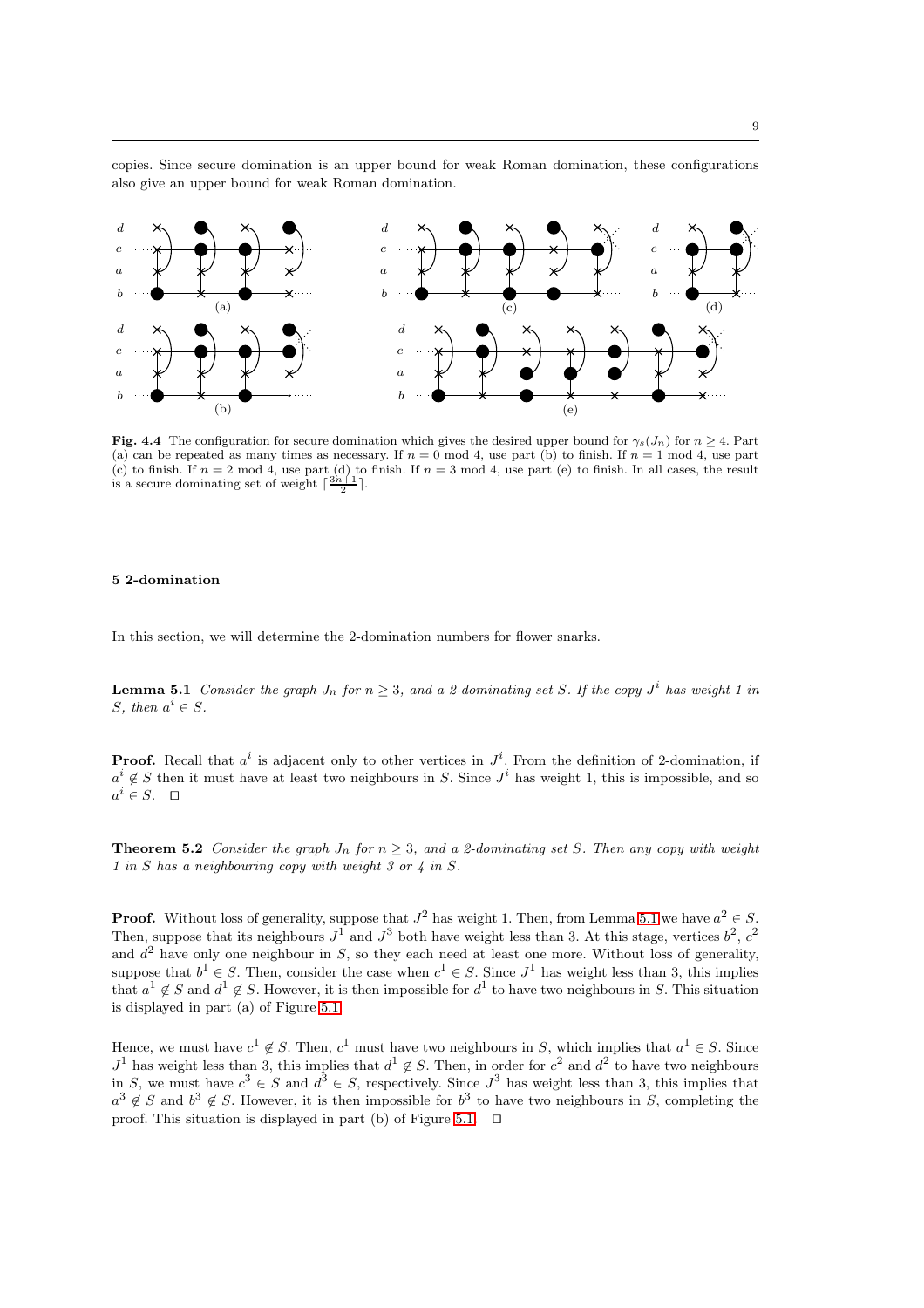copies. Since secure domination is an upper bound for weak Roman domination, these configurations also give an upper bound for weak Roman domination.

**Fig. 4.4** The configuration for secure domination which gives the desired upper bound for $\gamma_s(J_n)$ for $n \geq 4$. Part (a) can be repeated as many times as necessary. If $n = 0 \bmod 4$, use part (b) to finish. If $n = 1 \bmod 4$, use part (c) to finish. If $n = 2 \bmod 4$, use part (d) to finish. If $n = 3 \bmod 4$, use part (e) to finish. In all cases, the result is a secure dominating set of weight $\lceil \frac{3n+1}{2} \rceil$.

## 5 2-domination

In this section, we will determine the 2-domination numbers for flower snarks.

**Lemma 5.1** *Consider the graph $J_n$ for $n \geq 3$, and a 2-dominating set $S$. If the copy $J^i$ has weight 1 in $S$, then $a^i \in S$.*

**Proof.** Recall that $a^i$ is adjacent only to other vertices in $J^i$. From the definition of 2-domination, if $a^i \notin S$ then it must have at least two neighbours in $S$. Since $J^i$ has weight 1, this is impossible, and so $a^i \in S$. $\square$

**Theorem 5.2** *Consider the graph $J_n$ for $n \geq 3$, and a 2-dominating set $S$. Then any copy with weight 1 in $S$ has a neighbouring copy with weight 3 or 4 in $S$.*

**Proof.** Without loss of generality, suppose that $J^2$ has weight 1. Then, from Lemma 5.1 we have $a^2 \in S$. Then, suppose that its neighbours $J^1$ and $J^3$ both have weight less than 3. At this stage, vertices $b^2$, $c^2$ and $d^2$ have only one neighbour in $S$, so they each need at least one more. Without loss of generality, suppose that $b^1 \in S$. Then, consider the case when $c^1 \in S$. Since $J^1$ has weight less than 3, this implies that $a^1 \notin S$ and $d^1 \notin S$. However, it is then impossible for $d^1$ to have two neighbours in $S$. This situation is displayed in part (a) of Figure 5.1.

Hence, we must have $c^1 \notin S$. Then, $c^1$ must have two neighbours in $S$, which implies that $a^1 \in S$. Since $J^1$ has weight less than 3, this implies that $d^1 \notin S$. Then, in order for $c^2$ and $d^2$ to have two neighbours in $S$, we must have $c^3 \in S$ and $d^3 \in S$, respectively. Since $J^3$ has weight less than 3, this implies that $a^3 \notin S$ and $b^3 \notin S$. However, it is then impossible for $b^3$ to have two neighbours in $S$, completing the proof. This situation is displayed in part (b) of Figure 5.1. $\square$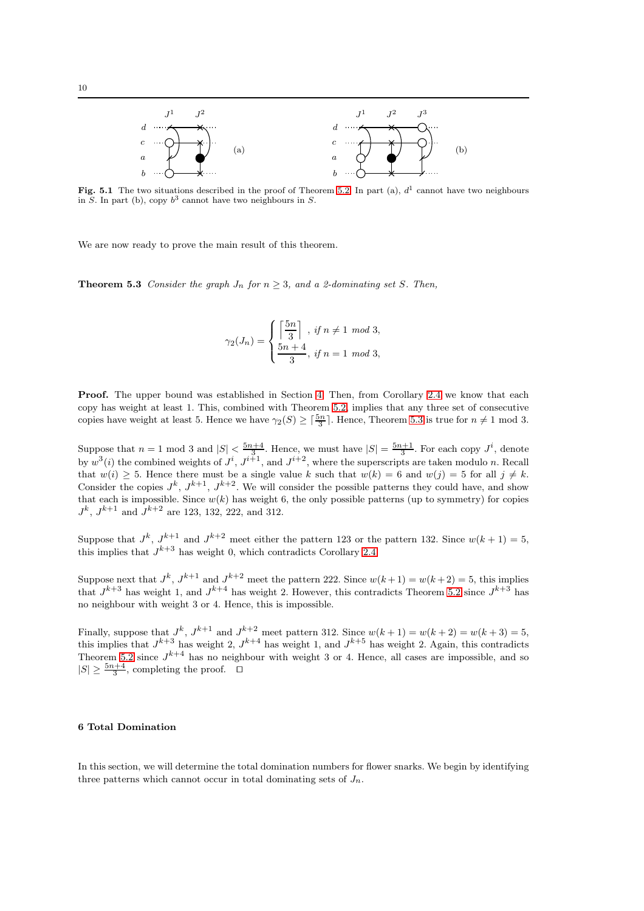Fig. 5.1 The two situations described in the proof of Theorem 5.2. In part (a), $d^1$ cannot have two neighbours in $S$. In part (b), copy $b^3$ cannot have two neighbours in $S$.

We are now ready to prove the main result of this theorem.

**Theorem 5.3** *Consider the graph $J_n$ for $n \geq 3$, and a 2-dominating set $S$. Then,*

$$\gamma_2(J_n) = \begin{cases} \left\lceil \frac{5n}{3} \right\rceil, & \text{if } n \neq 1 \text{ mod } 3, \\ \frac{5n+4}{3}, & \text{if } n = 1 \text{ mod } 3, \end{cases}$$

**Proof.** The upper bound was established in Section 4. Then, from Corollary 2.4 we know that each copy has weight at least 1. This, combined with Theorem 5.2, implies that any three set of consecutive copies have weight at least 5. Hence we have $\gamma_2(S) \geq \lceil \frac{5n}{3} \rceil$. Hence, Theorem 5.3 is true for $n \neq 1$ mod 3.

Suppose that $n = 1$ mod 3 and $|S| < \frac{5n+4}{3}$. Hence, we must have $|S| = \frac{5n+1}{3}$. For each copy $J^i$, denote by $w^3(i)$ the combined weights of $J^i$, $J^{i+1}$, and $J^{i+2}$, where the superscripts are taken modulo $n$. Recall that $w(i) \geq 5$. Hence there must be a single value $k$ such that $w(k) = 6$ and $w(j) = 5$ for all $j \neq k$. Consider the copies $J^k$, $J^{k+1}$, $J^{k+2}$. We will consider the possible patterns they could have, and show that each is impossible. Since $w(k)$ has weight 6, the only possible patterns (up to symmetry) for copies $J^k$, $J^{k+1}$ and $J^{k+2}$ are 123, 132, 222, and 312.

Suppose that $J^k$, $J^{k+1}$ and $J^{k+2}$ meet either the pattern 123 or the pattern 132. Since $w(k+1) = 5$, this implies that $J^{k+3}$ has weight 0, which contradicts Corollary 2.4.

Suppose next that $J^k$, $J^{k+1}$ and $J^{k+2}$ meet the pattern 222. Since $w(k+1) = w(k+2) = 5$, this implies that $J^{k+3}$ has weight 1, and $J^{k+4}$ has weight 2. However, this contradicts Theorem 5.2 since $J^{k+3}$ has no neighbour with weight 3 or 4. Hence, this is impossible.

Finally, suppose that $J^k$, $J^{k+1}$ and $J^{k+2}$ meet pattern 312. Since $w(k+1) = w(k+2) = w(k+3) = 5$, this implies that $J^{k+3}$ has weight 2, $J^{k+4}$ has weight 1, and $J^{k+5}$ has weight 2. Again, this contradicts Theorem 5.2 since $J^{k+4}$ has no neighbour with weight 3 or 4. Hence, all cases are impossible, and so $|S| \geq \frac{5n+4}{3}$, completing the proof. □

## 6 Total Domination

In this section, we will determine the total domination numbers for flower snarks. We begin by identifying three patterns which cannot occur in total dominating sets of $J_n$.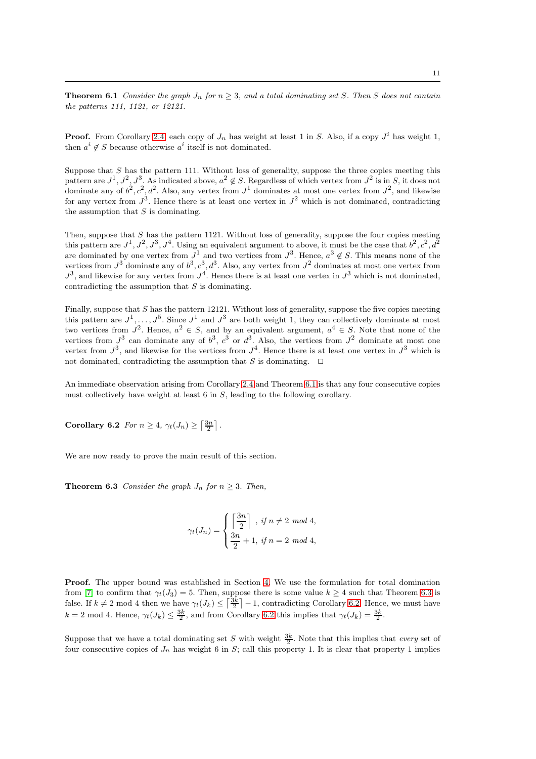**Theorem 6.1** *Consider the graph $J_n$ for $n \geq 3$, and a total dominating set $S$. Then $S$ does not contain the patterns 111, 1121, or 12121.*

**Proof.** From Corollary 2.4 each copy of $J_n$ has weight at least 1 in $S$. Also, if a copy $J^i$ has weight 1, then $a^i \notin S$ because otherwise $a^i$ itself is not dominated.

Suppose that $S$ has the pattern 111. Without loss of generality, suppose the three copies meeting this pattern are $J^1, J^2, J^3$. As indicated above, $a^2 \notin S$. Regardless of which vertex from $J^2$ is in $S$, it does not dominate any of $b^2, c^2, d^2$. Also, any vertex from $J^1$ dominates at most one vertex from $J^2$, and likewise for any vertex from $J^3$. Hence there is at least one vertex in $J^2$ which is not dominated, contradicting the assumption that $S$ is dominating.

Then, suppose that $S$ has the pattern 1121. Without loss of generality, suppose the four copies meeting this pattern are $J^1, J^2, J^3, J^4$. Using an equivalent argument to above, it must be the case that $b^2, c^2, d^2$ are dominated by one vertex from $J^1$ and two vertices from $J^3$. Hence, $a^3 \notin S$. This means none of the vertices from $J^3$ dominate any of $b^3, c^3, d^3$. Also, any vertex from $J^2$ dominates at most one vertex from $J^3$, and likewise for any vertex from $J^4$. Hence there is at least one vertex in $J^3$ which is not dominated, contradicting the assumption that $S$ is dominating.

Finally, suppose that $S$ has the pattern 12121. Without loss of generality, suppose the five copies meeting this pattern are $J^1, \ldots, J^5$. Since $J^1$ and $J^3$ are both weight 1, they can collectively dominate at most two vertices from $J^2$. Hence, $a^2 \in S$, and by an equivalent argument, $a^4 \in S$. Note that none of the vertices from $J^3$ can dominate any of $b^3$, $c^3$ or $d^3$. Also, the vertices from $J^2$ dominate at most one vertex from $J^3$, and likewise for the vertices from $J^4$. Hence there is at least one vertex in $J^3$ which is not dominated, contradicting the assumption that $S$ is dominating. $\square$

An immediate observation arising from Corollary 2.4 and Theorem 6.1 is that any four consecutive copies must collectively have weight at least 6 in $S$, leading to the following corollary.

**Corollary 6.2** *For $n \geq 4$, $\gamma_t(J_n) \geq \left\lceil \frac{3n}{2} \right\rceil$.*

We are now ready to prove the main result of this section.

**Theorem 6.3** *Consider the graph $J_n$ for $n \geq 3$. Then,*

$$\gamma_t(J_n) = \begin{cases} \left\lceil \dfrac{3n}{2} \right\rceil, & \text{if } n \neq 2 \text{ mod } 4, \\ \dfrac{3n}{2} + 1, & \text{if } n = 2 \text{ mod } 4, \end{cases}$$

**Proof.** The upper bound was established in Section 4. We use the formulation for total domination from [7] to confirm that $\gamma_t(J_3) = 5$. Then, suppose there is some value $k \geq 4$ such that Theorem 6.3 is false. If $k \neq 2$ mod 4 then we have $\gamma_t(J_k) \leq \left\lceil \frac{3k}{2} \right\rceil - 1$, contradicting Corollary 6.2. Hence, we must have $k = 2$ mod 4. Hence, $\gamma_t(J_k) \leq \frac{3k}{2}$, and from Corollary 6.2 this implies that $\gamma_t(J_k) = \frac{3k}{2}$.

Suppose that we have a total dominating set $S$ with weight $\frac{3k}{2}$. Note that this implies that *every* set of four consecutive copies of $J_n$ has weight 6 in $S$; call this property 1. It is clear that property 1 implies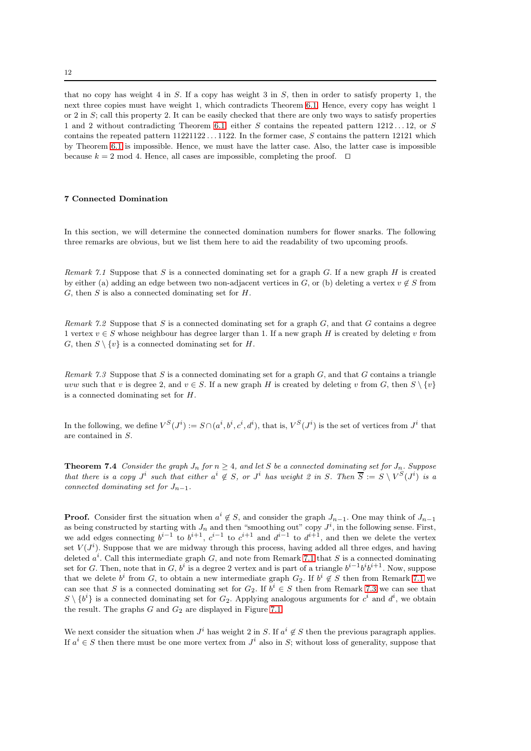that no copy has weight 4 in $S$. If a copy has weight 3 in $S$, then in order to satisfy property 1, the next three copies must have weight 1, which contradicts Theorem 6.1. Hence, every copy has weight 1 or 2 in $S$; call this property 2. It can be easily checked that there are only two ways to satisfy properties 1 and 2 without contradicting Theorem 6.1: either $S$ contains the repeated pattern $1212\ldots12$, or $S$ contains the repeated pattern $11221122\ldots1122$. In the former case, $S$ contains the pattern 12121 which by Theorem 6.1 is impossible. Hence, we must have the latter case. Also, the latter case is impossible because $k = 2 \bmod 4$. Hence, all cases are impossible, completing the proof. □

## 7 Connected Domination

In this section, we will determine the connected domination numbers for flower snarks. The following three remarks are obvious, but we list them here to aid the readability of two upcoming proofs.

*Remark 7.1* Suppose that $S$ is a connected dominating set for a graph $G$. If a new graph $H$ is created by either (a) adding an edge between two non-adjacent vertices in $G$, or (b) deleting a vertex $v \notin S$ from $G$, then $S$ is also a connected dominating set for $H$.

*Remark 7.2* Suppose that $S$ is a connected dominating set for a graph $G$, and that $G$ contains a degree 1 vertex $v \in S$ whose neighbour has degree larger than 1. If a new graph $H$ is created by deleting $v$ from $G$, then $S \setminus \{v\}$ is a connected dominating set for $H$.

*Remark 7.3* Suppose that $S$ is a connected dominating set for a graph $G$, and that $G$ contains a triangle $uvw$ such that $v$ is degree 2, and $v \in S$. If a new graph $H$ is created by deleting $v$ from $G$, then $S \setminus \{v\}$ is a connected dominating set for $H$.

In the following, we define $V^S(J^i) := S \cap (a^i, b^i, c^i, d^i)$, that is, $V^S(J^i)$ is the set of vertices from $J^i$ that are contained in $S$.

**Theorem 7.4** *Consider the graph $J_n$ for $n \geq 4$, and let $S$ be a connected dominating set for $J_n$. Suppose that there is a copy $J^i$ such that either $a^i \notin S$, or $J^i$ has weight 2 in $S$. Then $\overline{S} := S \setminus V^S(J^i)$ is a connected dominating set for $J_{n-1}$.*

**Proof.** Consider first the situation when $a^i \notin S$, and consider the graph $J_{n-1}$. One may think of $J_{n-1}$ as being constructed by starting with $J_n$ and then "smoothing out" copy $J^i$, in the following sense. First, we add edges connecting $b^{i-1}$ to $b^{i+1}$, $c^{i-1}$ to $c^{i+1}$ and $d^{i-1}$ to $d^{i+1}$, and then we delete the vertex set $V(J^i)$. Suppose that we are midway through this process, having added all three edges, and having deleted $a^i$. Call this intermediate graph $G$, and note from Remark 7.1 that $S$ is a connected dominating set for $G$. Then, note that in $G$, $b^i$ is a degree 2 vertex and is part of a triangle $b^{i-1}b^ib^{i+1}$. Now, suppose that we delete $b^i$ from $G$, to obtain a new intermediate graph $G_2$. If $b^i \notin S$ then from Remark 7.1 we can see that $S$ is a connected dominating set for $G_2$. If $b^i \in S$ then from Remark 7.3 we can see that $S \setminus \{b^i\}$ is a connected dominating set for $G_2$. Applying analogous arguments for $c^i$ and $d^i$, we obtain the result. The graphs $G$ and $G_2$ are displayed in Figure 7.1.

We next consider the situation when $J^i$ has weight 2 in $S$. If $a^i \notin S$ then the previous paragraph applies. If $a^i \in S$ then there must be one more vertex from $J^i$ also in $S$; without loss of generality, suppose that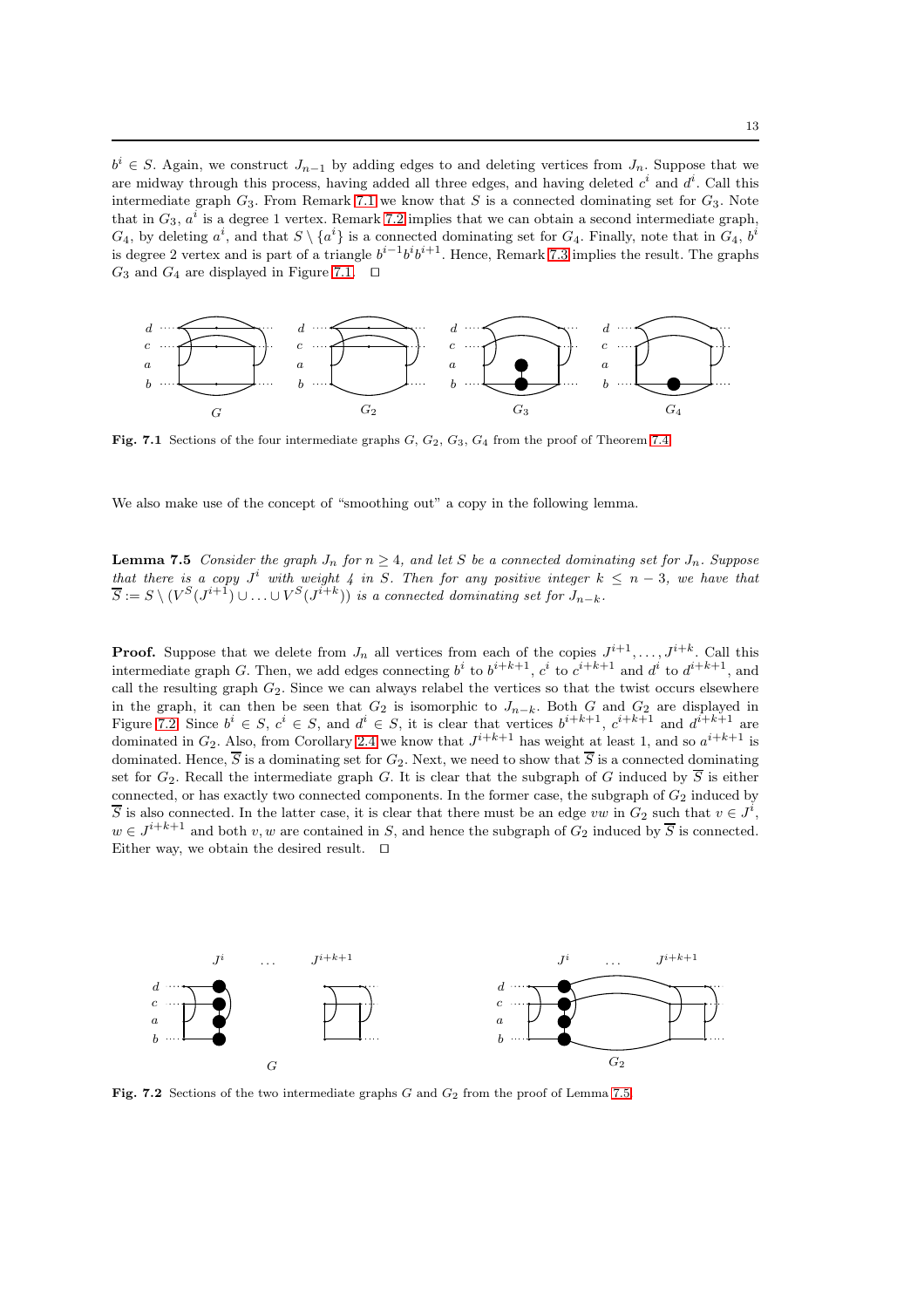$b^i \in S$. Again, we construct $J_{n-1}$ by adding edges to and deleting vertices from $J_n$. Suppose that we are midway through this process, having added all three edges, and having deleted $c^i$ and $d^i$. Call this intermediate graph $G_3$. From Remark 7.1 we know that $S$ is a connected dominating set for $G_3$. Note that in $G_3$, $a^i$ is a degree 1 vertex. Remark 7.2 implies that we can obtain a second intermediate graph, $G_4$, by deleting $a^i$, and that $S \setminus \{a^i\}$ is a connected dominating set for $G_4$. Finally, note that in $G_4$, $b^i$ is degree 2 vertex and is part of a triangle $b^{i-1}b^ib^{i+1}$. Hence, Remark 7.3 implies the result. The graphs $G_3$ and $G_4$ are displayed in Figure 7.1. □

**Fig. 7.1** Sections of the four intermediate graphs $G$, $G_2$, $G_3$, $G_4$ from the proof of Theorem 7.4

We also make use of the concept of "smoothing out" a copy in the following lemma.

**Lemma 7.5** *Consider the graph $J_n$ for $n \geq 4$, and let $S$ be a connected dominating set for $J_n$. Suppose that there is a copy $J^i$ with weight 4 in $S$. Then for any positive integer $k \leq n-3$, we have that $\overline{S} := S \setminus (V^S(J^{i+1}) \cup \ldots \cup V^S(J^{i+k}))$ is a connected dominating set for $J_{n-k}$.*

**Proof.** Suppose that we delete from $J_n$ all vertices from each of the copies $J^{i+1}, \ldots, J^{i+k}$. Call this intermediate graph $G$. Then, we add edges connecting $b^i$ to $b^{i+k+1}$, $c^i$ to $c^{i+k+1}$ and $d^i$ to $d^{i+k+1}$, and call the resulting graph $G_2$. Since we can always relabel the vertices so that the twist occurs elsewhere in the graph, it can then be seen that $G_2$ is isomorphic to $J_{n-k}$. Both $G$ and $G_2$ are displayed in Figure 7.2. Since $b^i \in S$, $c^i \in S$, and $d^i \in S$, it is clear that vertices $b^{i+k+1}$, $c^{i+k+1}$ and $d^{i+k+1}$ are dominated in $G_2$. Also, from Corollary 2.4 we know that $J^{i+k+1}$ has weight at least 1, and so $a^{i+k+1}$ is dominated. Hence, $\overline{S}$ is a dominating set for $G_2$. Next, we need to show that $\overline{S}$ is a connected dominating set for $G_2$. Recall the intermediate graph $G$. It is clear that the subgraph of $G$ induced by $\overline{S}$ is either connected, or has exactly two connected components. In the former case, the subgraph of $G_2$ induced by $\overline{S}$ is also connected. In the latter case, it is clear that there must be an edge $vw$ in $G_2$ such that $v \in J^i$, $w \in J^{i+k+1}$ and both $v, w$ are contained in $S$, and hence the subgraph of $G_2$ induced by $\overline{S}$ is connected. Either way, we obtain the desired result. □

**Fig. 7.2** Sections of the two intermediate graphs $G$ and $G_2$ from the proof of Lemma 7.5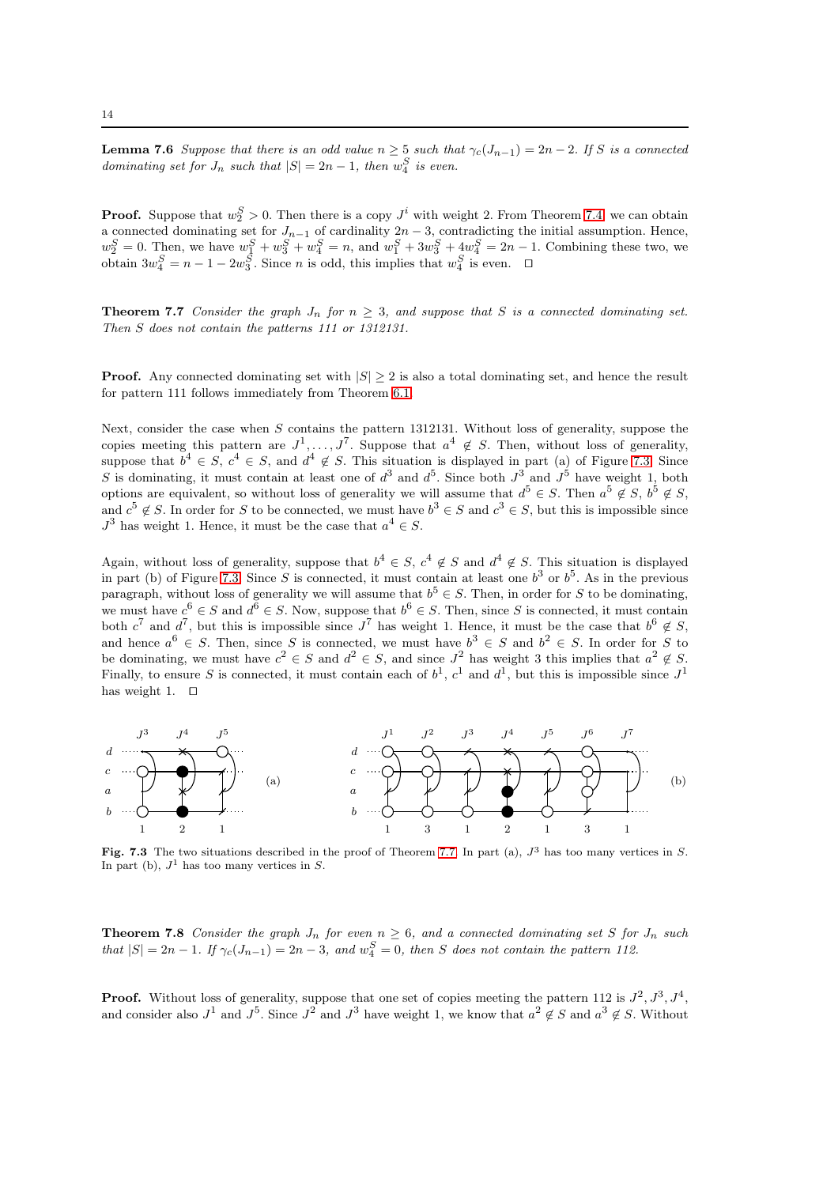**Lemma 7.6** *Suppose that there is an odd value $n \geq 5$ such that $\gamma_c(J_{n-1}) = 2n-2$. If $S$ is a connected dominating set for $J_n$ such that $|S| = 2n-1$, then $w_4^S$ is even.*

**Proof.** Suppose that $w_2^S > 0$. Then there is a copy $J^i$ with weight 2. From Theorem 7.4, we can obtain a connected dominating set for $J_{n-1}$ of cardinality $2n-3$, contradicting the initial assumption. Hence, $w_2^S = 0$. Then, we have $w_1^S + w_3^S + w_4^S = n$, and $w_1^S + 3w_3^S + 4w_4^S = 2n-1$. Combining these two, we obtain $3w_4^S = n - 1 - 2w_3^S$. Since $n$ is odd, this implies that $w_4^S$ is even. □

**Theorem 7.7** *Consider the graph $J_n$ for $n \geq 3$, and suppose that $S$ is a connected dominating set. Then $S$ does not contain the patterns 111 or 1312131.*

**Proof.** Any connected dominating set with $|S| \geq 2$ is also a total dominating set, and hence the result for pattern 111 follows immediately from Theorem 6.1.

Next, consider the case when $S$ contains the pattern 1312131. Without loss of generality, suppose the copies meeting this pattern are $J^1, \ldots, J^7$. Suppose that $a^4 \notin S$. Then, without loss of generality, suppose that $b^4 \in S$, $c^4 \in S$, and $d^4 \notin S$. This situation is displayed in part (a) of Figure 7.3. Since $S$ is dominating, it must contain at least one of $d^3$ and $d^5$. Since both $J^3$ and $J^5$ have weight 1, both options are equivalent, so without loss of generality we will assume that $d^5 \in S$. Then $a^5 \notin S$, $b^5 \notin S$, and $c^5 \notin S$. In order for $S$ to be connected, we must have $b^3 \in S$ and $c^3 \in S$, but this is impossible since $J^3$ has weight 1. Hence, it must be the case that $a^4 \in S$.

Again, without loss of generality, suppose that $b^4 \in S$, $c^4 \notin S$ and $d^4 \notin S$. This situation is displayed in part (b) of Figure 7.3. Since $S$ is connected, it must contain at least one $b^3$ or $b^5$. As in the previous paragraph, without loss of generality we will assume that $b^5 \in S$. Then, in order for $S$ to be dominating, we must have $c^6 \in S$ and $d^6 \in S$. Now, suppose that $b^6 \in S$. Then, since $S$ is connected, it must contain both $c^7$ and $d^7$, but this is impossible since $J^7$ has weight 1. Hence, it must be the case that $b^6 \notin S$, and hence $a^6 \in S$. Then, since $S$ is connected, we must have $b^3 \in S$ and $b^2 \in S$. In order for $S$ to be dominating, we must have $c^2 \in S$ and $d^2 \in S$, and since $J^2$ has weight 3 this implies that $a^2 \notin S$. Finally, to ensure $S$ is connected, it must contain each of $b^1$, $c^1$ and $d^1$, but this is impossible since $J^1$ has weight 1. □

**Fig. 7.3** The two situations described in the proof of Theorem 7.7. In part (a), $J^3$ has too many vertices in $S$. In part (b), $J^1$ has too many vertices in $S$.

**Theorem 7.8** *Consider the graph $J_n$ for even $n \geq 6$, and a connected dominating set $S$ for $J_n$ such that $|S| = 2n-1$. If $\gamma_c(J_{n-1}) = 2n-3$, and $w_4^S = 0$, then $S$ does not contain the pattern 112.*

**Proof.** Without loss of generality, suppose that one set of copies meeting the pattern 112 is $J^2, J^3, J^4$, and consider also $J^1$ and $J^5$. Since $J^2$ and $J^3$ have weight 1, we know that $a^2 \notin S$ and $a^3 \notin S$. Without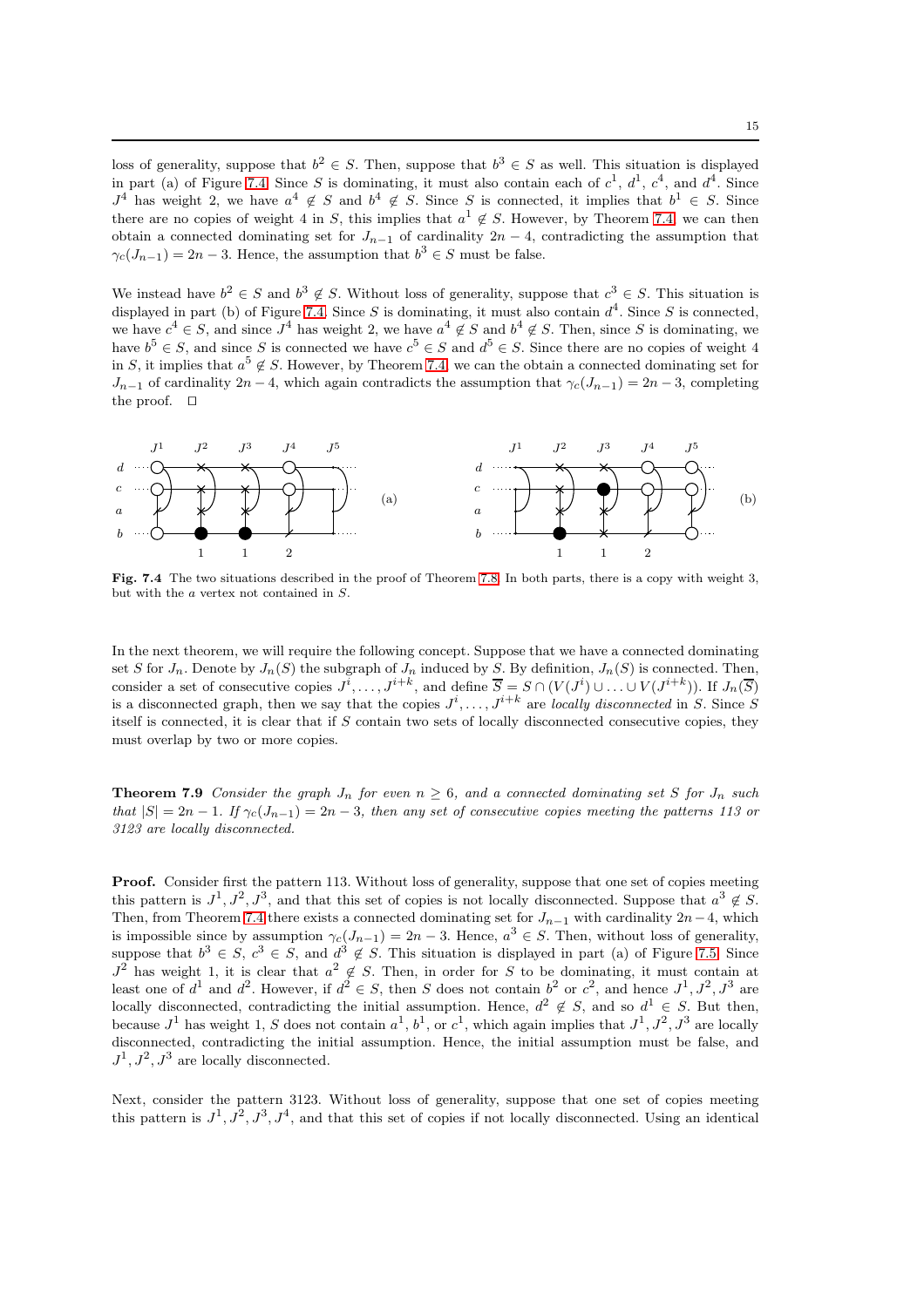loss of generality, suppose that $b^2 \in S$. Then, suppose that $b^3 \in S$ as well. This situation is displayed in part (a) of Figure 7.4. Since $S$ is dominating, it must also contain each of $c^1$, $d^1$, $c^4$, and $d^4$. Since $J^4$ has weight 2, we have $a^4 \notin S$ and $b^4 \notin S$. Since $S$ is connected, it implies that $b^1 \in S$. Since there are no copies of weight 4 in $S$, this implies that $a^1 \notin S$. However, by Theorem 7.4, we can then obtain a connected dominating set for $J_{n-1}$ of cardinality $2n-4$, contradicting the assumption that $\gamma_c(J_{n-1}) = 2n-3$. Hence, the assumption that $b^3 \in S$ must be false.

We instead have $b^2 \in S$ and $b^3 \notin S$. Without loss of generality, suppose that $c^3 \in S$. This situation is displayed in part (b) of Figure 7.4. Since $S$ is dominating, it must also contain $d^4$. Since $S$ is connected, we have $c^4 \in S$, and since $J^4$ has weight 2, we have $a^4 \notin S$ and $b^4 \notin S$. Then, since $S$ is dominating, we have $b^5 \in S$, and since $S$ is connected we have $c^5 \in S$ and $d^5 \in S$. Since there are no copies of weight 4 in $S$, it implies that $a^5 \notin S$. However, by Theorem 7.4, we can the obtain a connected dominating set for $J_{n-1}$ of cardinality $2n-4$, which again contradicts the assumption that $\gamma_c(J_{n-1}) = 2n-3$, completing the proof. $\square$

**Fig. 7.4** The two situations described in the proof of Theorem 7.8. In both parts, there is a copy with weight 3, but with the $a$ vertex not contained in $S$.

In the next theorem, we will require the following concept. Suppose that we have a connected dominating set $S$ for $J_n$. Denote by $J_n(S)$ the subgraph of $J_n$ induced by $S$. By definition, $J_n(S)$ is connected. Then, consider a set of consecutive copies $J^i, \ldots, J^{i+k}$, and define $\overline{S} = S \cap (V(J^i) \cup \ldots \cup V(J^{i+k}))$. If $J_n(\overline{S})$ is a disconnected graph, then we say that the copies $J^i, \ldots, J^{i+k}$ are *locally disconnected* in $S$. Since $S$ itself is connected, it is clear that if $S$ contain two sets of locally disconnected consecutive copies, they must overlap by two or more copies.

**Theorem 7.9** *Consider the graph $J_n$ for even $n \geq 6$, and a connected dominating set $S$ for $J_n$ such that $|S| = 2n-1$. If $\gamma_c(J_{n-1}) = 2n-3$, then any set of consecutive copies meeting the patterns 113 or 3123 are locally disconnected.*

**Proof.** Consider first the pattern 113. Without loss of generality, suppose that one set of copies meeting this pattern is $J^1, J^2, J^3$, and that this set of copies is not locally disconnected. Suppose that $a^3 \notin S$. Then, from Theorem 7.4 there exists a connected dominating set for $J_{n-1}$ with cardinality $2n-4$, which is impossible since by assumption $\gamma_c(J_{n-1}) = 2n-3$. Hence, $a^3 \in S$. Then, without loss of generality, suppose that $b^3 \in S$, $c^3 \in S$, and $d^3 \notin S$. This situation is displayed in part (a) of Figure 7.5. Since $J^2$ has weight 1, it is clear that $a^2 \notin S$. Then, in order for $S$ to be dominating, it must contain at least one of $d^1$ and $d^2$. However, if $d^2 \in S$, then $S$ does not contain $b^2$ or $c^2$, and hence $J^1, J^2, J^3$ are locally disconnected, contradicting the initial assumption. Hence, $d^2 \notin S$, and so $d^1 \in S$. But then, because $J^1$ has weight 1, $S$ does not contain $a^1$, $b^1$, or $c^1$, which again implies that $J^1, J^2, J^3$ are locally disconnected, contradicting the initial assumption. Hence, the initial assumption must be false, and $J^1, J^2, J^3$ are locally disconnected.

Next, consider the pattern 3123. Without loss of generality, suppose that one set of copies meeting this pattern is $J^1, J^2, J^3, J^4$, and that this set of copies if not locally disconnected. Using an identical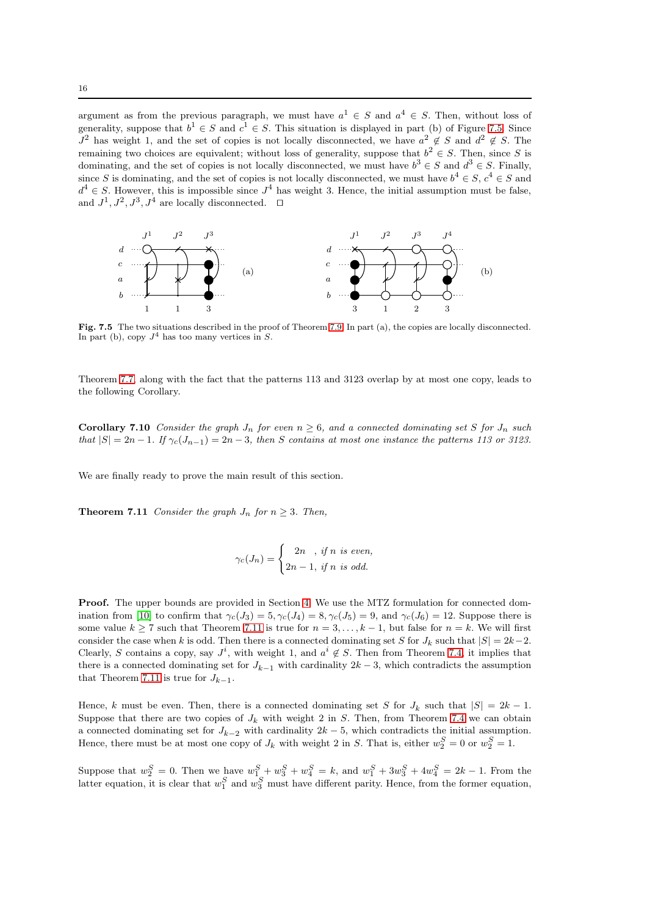argument as from the previous paragraph, we must have $a^1 \in S$ and $a^4 \in S$. Then, without loss of generality, suppose that $b^1 \in S$ and $c^1 \in S$. This situation is displayed in part (b) of Figure 7.5. Since $J^2$ has weight 1, and the set of copies is not locally disconnected, we have $a^2 \notin S$ and $d^2 \notin S$. The remaining two choices are equivalent; without loss of generality, suppose that $b^2 \in S$. Then, since $S$ is dominating, and the set of copies is not locally disconnected, we must have $b^3 \in S$ and $d^3 \in S$. Finally, since $S$ is dominating, and the set of copies is not locally disconnected, we must have $b^4 \in S$, $c^4 \in S$ and $d^4 \in S$. However, this is impossible since $J^4$ has weight 3. Hence, the initial assumption must be false, and $J^1, J^2, J^3, J^4$ are locally disconnected. □

**Fig. 7.5** The two situations described in the proof of Theorem 7.9. In part (a), the copies are locally disconnected. In part (b), copy $J^4$ has too many vertices in $S$.

Theorem 7.7, along with the fact that the patterns 113 and 3123 overlap by at most one copy, leads to the following Corollary.

**Corollary 7.10** *Consider the graph $J_n$ for even $n \geq 6$, and a connected dominating set $S$ for $J_n$ such that $|S| = 2n-1$. If $\gamma_c(J_{n-1}) = 2n-3$, then $S$ contains at most one instance the patterns 113 or 3123.*

We are finally ready to prove the main result of this section.

**Theorem 7.11** *Consider the graph $J_n$ for $n \geq 3$. Then,*

$$\gamma_c(J_n) = \begin{cases} 2n \quad, \text{ if } n \text{ is even,} \\ 2n-1, \text{ if } n \text{ is odd.} \end{cases}$$

**Proof.** The upper bounds are provided in Section 4. We use the MTZ formulation for connected domination from [10] to confirm that $\gamma_c(J_3) = 5, \gamma_c(J_4) = 8, \gamma_c(J_5) = 9$, and $\gamma_c(J_6) = 12$. Suppose there is some value $k \geq 7$ such that Theorem 7.11 is true for $n = 3, \ldots, k-1$, but false for $n = k$. We will first consider the case when $k$ is odd. Then there is a connected dominating set $S$ for $J_k$ such that $|S| = 2k-2$. Clearly, $S$ contains a copy, say $J^i$, with weight 1, and $a^i \notin S$. Then from Theorem 7.4, it implies that there is a connected dominating set for $J_{k-1}$ with cardinality $2k-3$, which contradicts the assumption that Theorem 7.11 is true for $J_{k-1}$.

Hence, $k$ must be even. Then, there is a connected dominating set $S$ for $J_k$ such that $|S| = 2k-1$. Suppose that there are two copies of $J_k$ with weight 2 in $S$. Then, from Theorem 7.4 we can obtain a connected dominating set for $J_{k-2}$ with cardinality $2k-5$, which contradicts the initial assumption. Hence, there must be at most one copy of $J_k$ with weight 2 in $S$. That is, either $w_2^S = 0$ or $w_2^S = 1$.

Suppose that $w_2^S = 0$. Then we have $w_1^S + w_3^S + w_4^S = k$, and $w_1^S + 3w_3^S + 4w_4^S = 2k-1$. From the latter equation, it is clear that $w_1^S$ and $w_3^S$ must have different parity. Hence, from the former equation,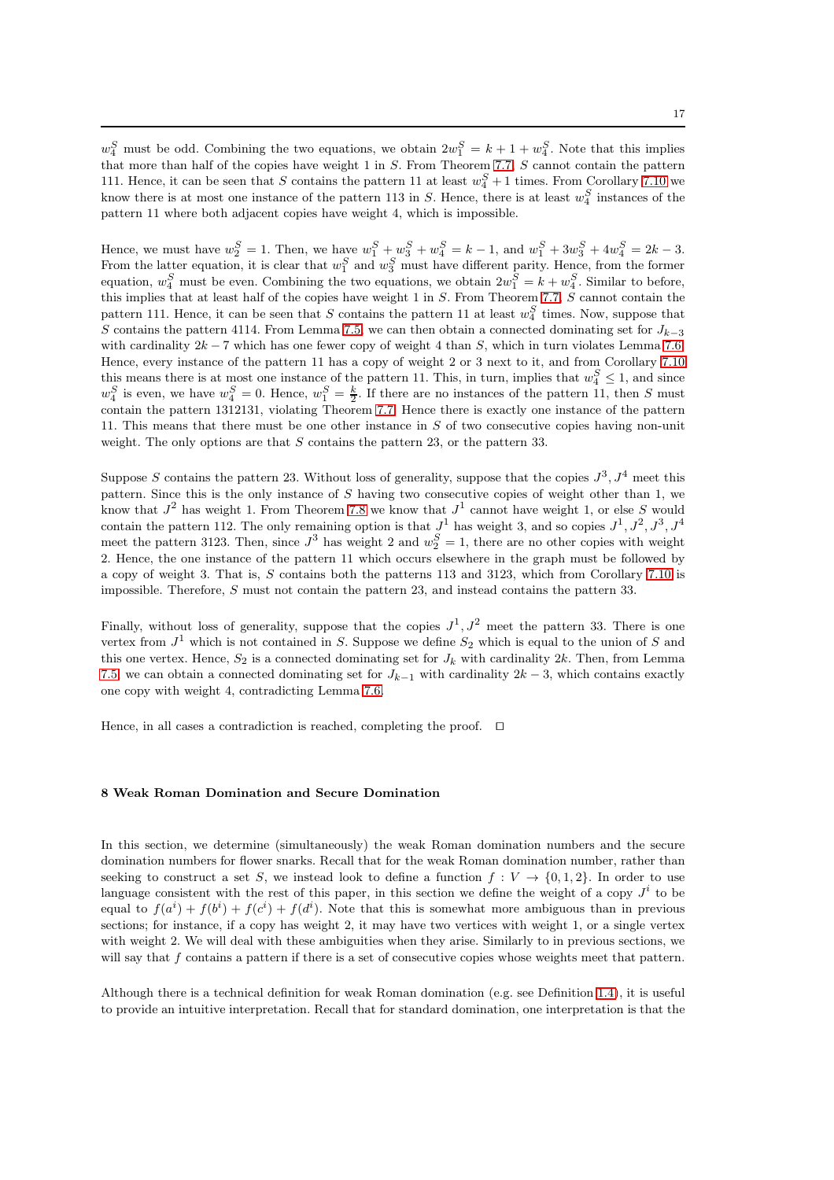$w_4^S$ must be odd. Combining the two equations, we obtain $2w_1^S = k + 1 + w_4^S$. Note that this implies that more than half of the copies have weight 1 in $S$. From Theorem 7.7, $S$ cannot contain the pattern 111. Hence, it can be seen that $S$ contains the pattern 11 at least $w_4^S + 1$ times. From Corollary 7.10 we know there is at most one instance of the pattern 113 in $S$. Hence, there is at least $w_4^S$ instances of the pattern 11 where both adjacent copies have weight 4, which is impossible.

Hence, we must have $w_2^S = 1$. Then, we have $w_1^S + w_3^S + w_4^S = k - 1$, and $w_1^S + 3w_3^S + 4w_4^S = 2k - 3$. From the latter equation, it is clear that $w_1^S$ and $w_3^S$ must have different parity. Hence, from the former equation, $w_4^S$ must be even. Combining the two equations, we obtain $2w_1^S = k + w_4^S$. Similar to before, this implies that at least half of the copies have weight 1 in $S$. From Theorem 7.7, $S$ cannot contain the pattern 111. Hence, it can be seen that $S$ contains the pattern 11 at least $w_4^S$ times. Now, suppose that $S$ contains the pattern 4114. From Lemma 7.5, we can then obtain a connected dominating set for $J_{k-3}$ with cardinality $2k - 7$ which has one fewer copy of weight 4 than $S$, which in turn violates Lemma 7.6. Hence, every instance of the pattern 11 has a copy of weight 2 or 3 next to it, and from Corollary 7.10 this means there is at most one instance of the pattern 11. This, in turn, implies that $w_4^S \leq 1$, and since $w_4^S$ is even, we have $w_4^S = 0$. Hence, $w_1^S = \frac{k}{2}$. If there are no instances of the pattern 11, then $S$ must contain the pattern 1312131, violating Theorem 7.7. Hence there is exactly one instance of the pattern 11. This means that there must be one other instance in $S$ of two consecutive copies having non-unit weight. The only options are that $S$ contains the pattern 23, or the pattern 33.

Suppose $S$ contains the pattern 23. Without loss of generality, suppose that the copies $J^3, J^4$ meet this pattern. Since this is the only instance of $S$ having two consecutive copies of weight other than 1, we know that $J^2$ has weight 1. From Theorem 7.8 we know that $J^1$ cannot have weight 1, or else $S$ would contain the pattern 112. The only remaining option is that $J^1$ has weight 3, and so copies $J^1, J^2, J^3, J^4$ meet the pattern 3123. Then, since $J^3$ has weight 2 and $w_2^S = 1$, there are no other copies with weight 2. Hence, the one instance of the pattern 11 which occurs elsewhere in the graph must be followed by a copy of weight 3. That is, $S$ contains both the patterns 113 and 3123, which from Corollary 7.10 is impossible. Therefore, $S$ must not contain the pattern 23, and instead contains the pattern 33.

Finally, without loss of generality, suppose that the copies $J^1, J^2$ meet the pattern 33. There is one vertex from $J^1$ which is not contained in $S$. Suppose we define $S_2$ which is equal to the union of $S$ and this one vertex. Hence, $S_2$ is a connected dominating set for $J_k$ with cardinality $2k$. Then, from Lemma 7.5, we can obtain a connected dominating set for $J_{k-1}$ with cardinality $2k - 3$, which contains exactly one copy with weight 4, contradicting Lemma 7.6.

Hence, in all cases a contradiction is reached, completing the proof. $\square$

## 8 Weak Roman Domination and Secure Domination

In this section, we determine (simultaneously) the weak Roman domination numbers and the secure domination numbers for flower snarks. Recall that for the weak Roman domination number, rather than seeking to construct a set $S$, we instead look to define a function $f : V \rightarrow \{0, 1, 2\}$. In order to use language consistent with the rest of this paper, in this section we define the weight of a copy $J^i$ to be equal to $f(a^i) + f(b^i) + f(c^i) + f(d^i)$. Note that this is somewhat more ambiguous than in previous sections; for instance, if a copy has weight 2, it may have two vertices with weight 1, or a single vertex with weight 2. We will deal with these ambiguities when they arise. Similarly to in previous sections, we will say that $f$ contains a pattern if there is a set of consecutive copies whose weights meet that pattern.

Although there is a technical definition for weak Roman domination (e.g. see Definition 1.4), it is useful to provide an intuitive interpretation. Recall that for standard domination, one interpretation is that the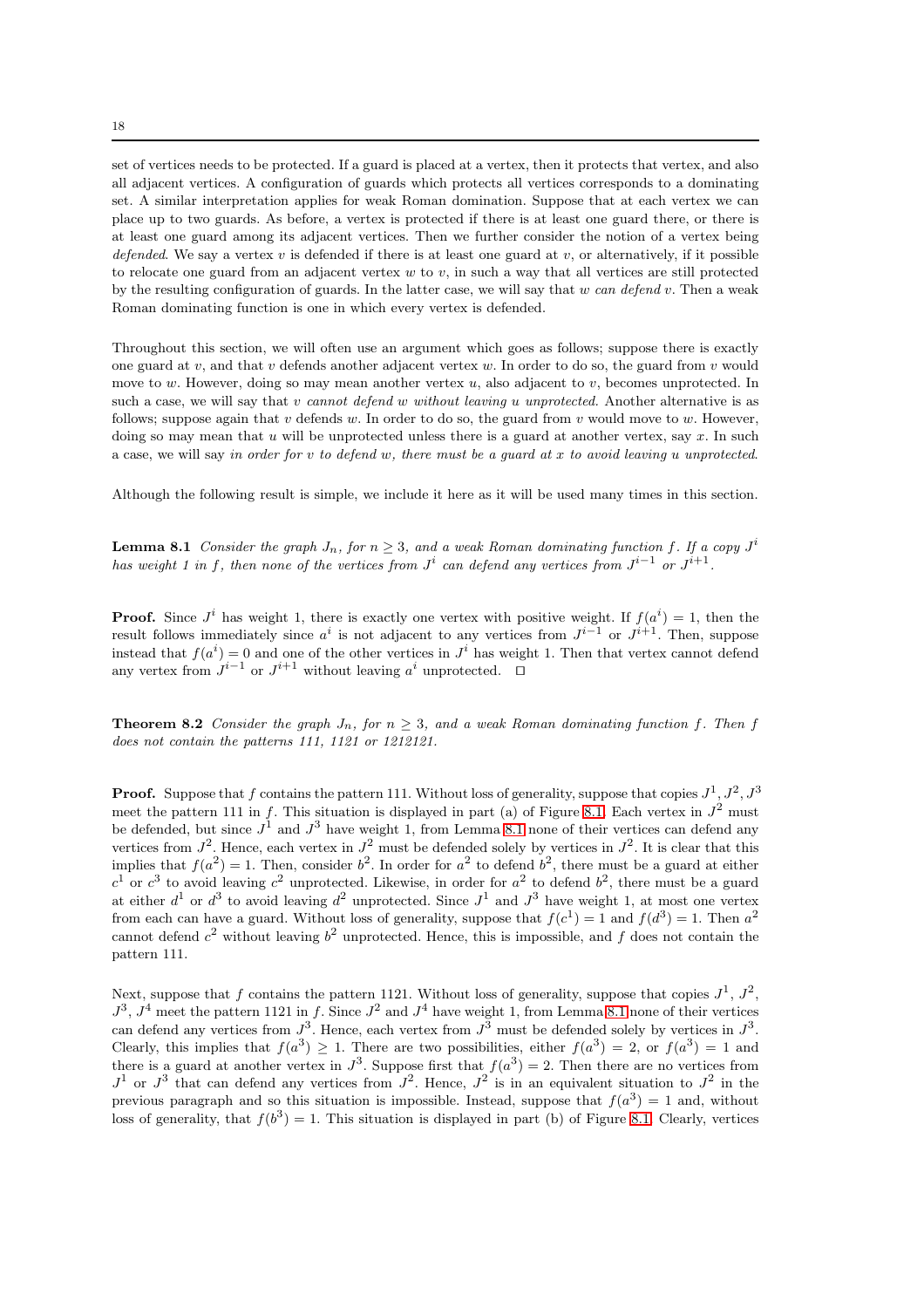set of vertices needs to be protected. If a guard is placed at a vertex, then it protects that vertex, and also all adjacent vertices. A configuration of guards which protects all vertices corresponds to a dominating set. A similar interpretation applies for weak Roman domination. Suppose that at each vertex we can place up to two guards. As before, a vertex is protected if there is at least one guard there, or there is at least one guard among its adjacent vertices. Then we further consider the notion of a vertex being *defended*. We say a vertex $v$ is defended if there is at least one guard at $v$, or alternatively, if it possible to relocate one guard from an adjacent vertex $w$ to $v$, in such a way that all vertices are still protected by the resulting configuration of guards. In the latter case, we will say that *$w$ can defend $v$*. Then a weak Roman dominating function is one in which every vertex is defended.

Throughout this section, we will often use an argument which goes as follows; suppose there is exactly one guard at $v$, and that $v$ defends another adjacent vertex $w$. In order to do so, the guard from $v$ would move to $w$. However, doing so may mean another vertex $u$, also adjacent to $v$, becomes unprotected. In such a case, we will say that *$v$ cannot defend $w$ without leaving $u$ unprotected*. Another alternative is as follows; suppose again that $v$ defends $w$. In order to do so, the guard from $v$ would move to $w$. However, doing so may mean that $u$ will be unprotected unless there is a guard at another vertex, say $x$. In such a case, we will say *in order for $v$ to defend $w$, there must be a guard at $x$ to avoid leaving $u$ unprotected*.

Although the following result is simple, we include it here as it will be used many times in this section.

**Lemma 8.1** *Consider the graph $J_n$, for $n \geq 3$, and a weak Roman dominating function $f$. If a copy $J^i$ has weight 1 in $f$, then none of the vertices from $J^i$ can defend any vertices from $J^{i-1}$ or $J^{i+1}$.*

**Proof.** Since $J^i$ has weight 1, there is exactly one vertex with positive weight. If $f(a^i) = 1$, then the result follows immediately since $a^i$ is not adjacent to any vertices from $J^{i-1}$ or $J^{i+1}$. Then, suppose instead that $f(a^i) = 0$ and one of the other vertices in $J^i$ has weight 1. Then that vertex cannot defend any vertex from $J^{i-1}$ or $J^{i+1}$ without leaving $a^i$ unprotected. $\square$

**Theorem 8.2** *Consider the graph $J_n$, for $n \geq 3$, and a weak Roman dominating function $f$. Then $f$ does not contain the patterns 111, 1121 or 1212121.*

**Proof.** Suppose that $f$ contains the pattern 111. Without loss of generality, suppose that copies $J^1, J^2, J^3$ meet the pattern 111 in $f$. This situation is displayed in part (a) of Figure 8.1. Each vertex in $J^2$ must be defended, but since $J^1$ and $J^3$ have weight 1, from Lemma 8.1 none of their vertices can defend any vertices from $J^2$. Hence, each vertex in $J^2$ must be defended solely by vertices in $J^2$. It is clear that this implies that $f(a^2) = 1$. Then, consider $b^2$. In order for $a^2$ to defend $b^2$, there must be a guard at either $c^1$ or $c^3$ to avoid leaving $c^2$ unprotected. Likewise, in order for $a^2$ to defend $b^2$, there must be a guard at either $d^1$ or $d^3$ to avoid leaving $d^2$ unprotected. Since $J^1$ and $J^3$ have weight 1, at most one vertex from each can have a guard. Without loss of generality, suppose that $f(c^1) = 1$ and $f(d^3) = 1$. Then $a^2$ cannot defend $c^2$ without leaving $b^2$ unprotected. Hence, this is impossible, and $f$ does not contain the pattern 111.

Next, suppose that $f$ contains the pattern 1121. Without loss of generality, suppose that copies $J^1$, $J^2$, $J^3$, $J^4$ meet the pattern 1121 in $f$. Since $J^2$ and $J^4$ have weight 1, from Lemma 8.1 none of their vertices can defend any vertices from $J^3$. Hence, each vertex from $J^3$ must be defended solely by vertices in $J^3$. Clearly, this implies that $f(a^3) \geq 1$. There are two possibilities, either $f(a^3) = 2$, or $f(a^3) = 1$ and there is a guard at another vertex in $J^3$. Suppose first that $f(a^3) = 2$. Then there are no vertices from $J^1$ or $J^3$ that can defend any vertices from $J^2$. Hence, $J^2$ is in an equivalent situation to $J^2$ in the previous paragraph and so this situation is impossible. Instead, suppose that $f(a^3) = 1$ and, without loss of generality, that $f(b^3) = 1$. This situation is displayed in part (b) of Figure 8.1. Clearly, vertices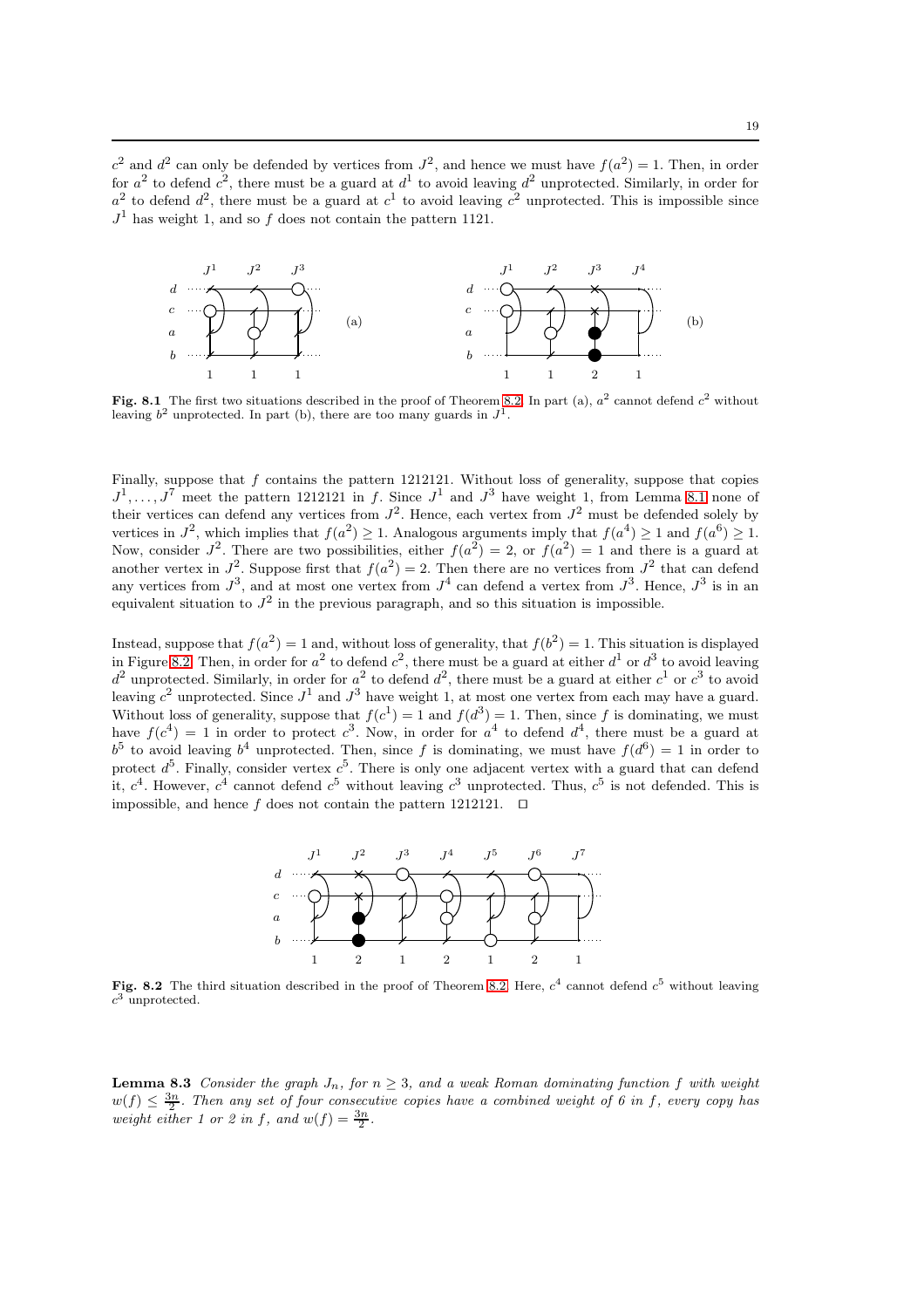$c^2$ and $d^2$ can only be defended by vertices from $J^2$, and hence we must have $f(a^2) = 1$. Then, in order for $a^2$ to defend $c^2$, there must be a guard at $d^1$ to avoid leaving $d^2$ unprotected. Similarly, in order for $a^2$ to defend $d^2$, there must be a guard at $c^1$ to avoid leaving $c^2$ unprotected. This is impossible since $J^1$ has weight 1, and so $f$ does not contain the pattern 1121.

**Fig. 8.1** The first two situations described in the proof of Theorem 8.2. In part (a), $a^2$ cannot defend $c^2$ without leaving $b^2$ unprotected. In part (b), there are too many guards in $J^1$.

Finally, suppose that $f$ contains the pattern 1212121. Without loss of generality, suppose that copies $J^1, \ldots, J^7$ meet the pattern 1212121 in $f$. Since $J^1$ and $J^3$ have weight 1, from Lemma 8.1 none of their vertices can defend any vertices from $J^2$. Hence, each vertex from $J^2$ must be defended solely by vertices in $J^2$, which implies that $f(a^2) \geq 1$. Analogous arguments imply that $f(a^4) \geq 1$ and $f(a^6) \geq 1$. Now, consider $J^2$. There are two possibilities, either $f(a^2) = 2$, or $f(a^2) = 1$ and there is a guard at another vertex in $J^2$. Suppose first that $f(a^2) = 2$. Then there are no vertices from $J^2$ that can defend any vertices from $J^3$, and at most one vertex from $J^4$ can defend a vertex from $J^3$. Hence, $J^3$ is in an equivalent situation to $J^2$ in the previous paragraph, and so this situation is impossible.

Instead, suppose that $f(a^2) = 1$ and, without loss of generality, that $f(b^2) = 1$. This situation is displayed in Figure 8.2. Then, in order for $a^2$ to defend $c^2$, there must be a guard at either $d^1$ or $d^3$ to avoid leaving $d^2$ unprotected. Similarly, in order for $a^2$ to defend $d^2$, there must be a guard at either $c^1$ or $c^3$ to avoid leaving $c^2$ unprotected. Since $J^1$ and $J^3$ have weight 1, at most one vertex from each may have a guard. Without loss of generality, suppose that $f(c^1) = 1$ and $f(d^3) = 1$. Then, since $f$ is dominating, we must have $f(c^4) = 1$ in order to protect $c^3$. Now, in order for $a^4$ to defend $d^4$, there must be a guard at $b^5$ to avoid leaving $b^4$ unprotected. Then, since $f$ is dominating, we must have $f(d^6) = 1$ in order to protect $d^5$. Finally, consider vertex $c^5$. There is only one adjacent vertex with a guard that can defend it, $c^4$. However, $c^4$ cannot defend $c^5$ without leaving $c^3$ unprotected. Thus, $c^5$ is not defended. This is impossible, and hence $f$ does not contain the pattern 1212121. $\square$

**Fig. 8.2** The third situation described in the proof of Theorem 8.2. Here, $c^4$ cannot defend $c^5$ without leaving $c^3$ unprotected.

**Lemma 8.3** *Consider the graph $J_n$, for $n \geq 3$, and a weak Roman dominating function $f$ with weight $w(f) \leq \frac{3n}{2}$. Then any set of four consecutive copies have a combined weight of 6 in $f$, every copy has weight either 1 or 2 in $f$, and $w(f) = \frac{3n}{2}$.*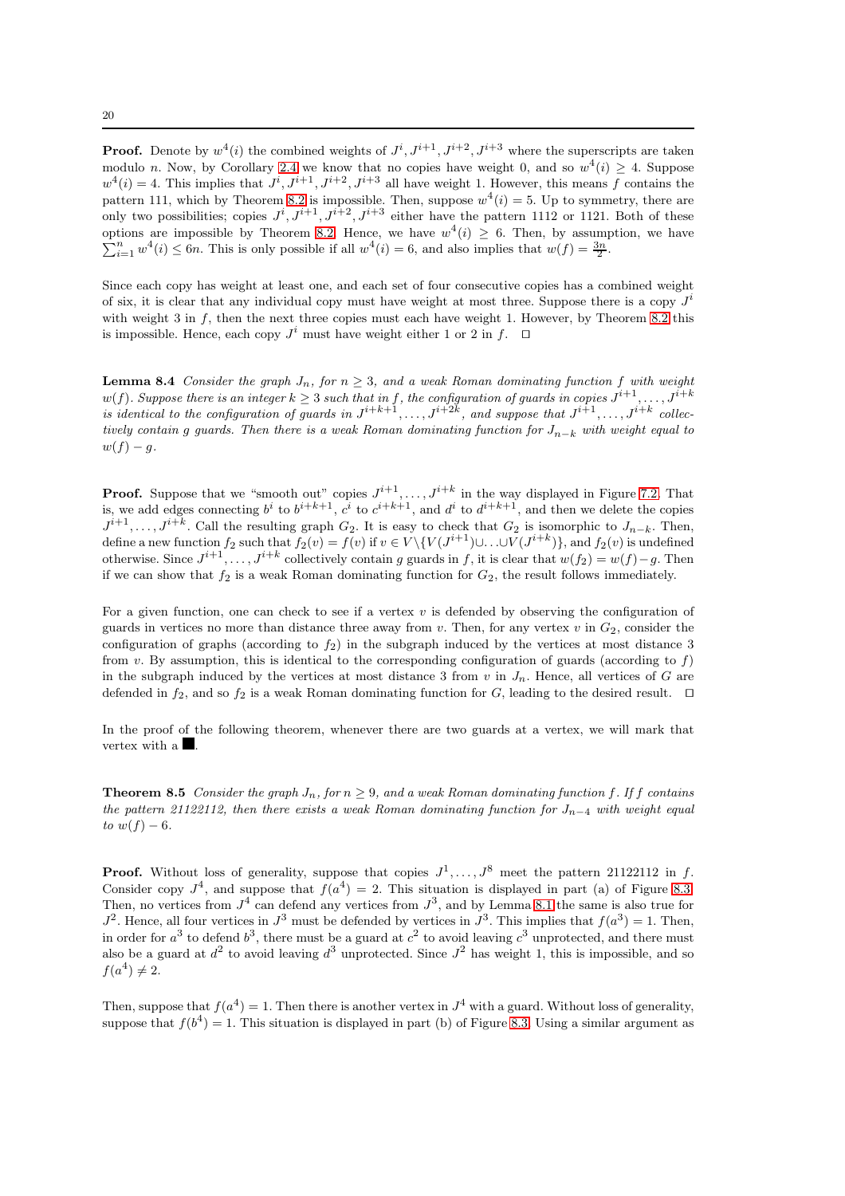**Proof.** Denote by $w^4(i)$ the combined weights of $J^i, J^{i+1}, J^{i+2}, J^{i+3}$ where the superscripts are taken modulo $n$. Now, by Corollary 2.4 we know that no copies have weight 0, and so $w^4(i) \geq 4$. Suppose $w^4(i) = 4$. This implies that $J^i, J^{i+1}, J^{i+2}, J^{i+3}$ all have weight 1. However, this means $f$ contains the pattern 111, which by Theorem 8.2 is impossible. Then, suppose $w^4(i) = 5$. Up to symmetry, there are only two possibilities; copies $J^i, J^{i+1}, J^{i+2}, J^{i+3}$ either have the pattern 1112 or 1121. Both of these options are impossible by Theorem 8.2. Hence, we have $w^4(i) \geq 6$. Then, by assumption, we have $\sum_{i=1}^{n} w^4(i) \leq 6n$. This is only possible if all $w^4(i) = 6$, and also implies that $w(f) = \frac{3n}{2}$.

Since each copy has weight at least one, and each set of four consecutive copies has a combined weight of six, it is clear that any individual copy must have weight at most three. Suppose there is a copy $J^i$ with weight 3 in $f$, then the next three copies must each have weight 1. However, by Theorem 8.2 this is impossible. Hence, each copy $J^i$ must have weight either 1 or 2 in $f$. $\square$

**Lemma 8.4** *Consider the graph $J_n$, for $n \geq 3$, and a weak Roman dominating function $f$ with weight $w(f)$. Suppose there is an integer $k \geq 3$ such that in $f$, the configuration of guards in copies $J^{i+1}, \ldots, J^{i+k}$ is identical to the configuration of guards in $J^{i+k+1}, \ldots, J^{i+2k}$, and suppose that $J^{i+1}, \ldots, J^{i+k}$ collectively contain $g$ guards. Then there is a weak Roman dominating function for $J_{n-k}$ with weight equal to $w(f) - g$.*

**Proof.** Suppose that we "smooth out" copies $J^{i+1}, \ldots, J^{i+k}$ in the way displayed in Figure 7.2. That is, we add edges connecting $b^i$ to $b^{i+k+1}$, $c^i$ to $c^{i+k+1}$, and $d^i$ to $d^{i+k+1}$, and then we delete the copies $J^{i+1}, \ldots, J^{i+k}$. Call the resulting graph $G_2$. It is easy to check that $G_2$ is isomorphic to $J_{n-k}$. Then, define a new function $f_2$ such that $f_2(v) = f(v)$ if $v \in V \backslash \{V(J^{i+1}) \cup \ldots \cup V(J^{i+k})\}$, and $f_2(v)$ is undefined otherwise. Since $J^{i+1}, \ldots, J^{i+k}$ collectively contain $g$ guards in $f$, it is clear that $w(f_2) = w(f) - g$. Then if we can show that $f_2$ is a weak Roman dominating function for $G_2$, the result follows immediately.

For a given function, one can check to see if a vertex $v$ is defended by observing the configuration of guards in vertices no more than distance three away from $v$. Then, for any vertex $v$ in $G_2$, consider the configuration of graphs (according to $f_2$) in the subgraph induced by the vertices at most distance 3 from $v$. By assumption, this is identical to the corresponding configuration of guards (according to $f$) in the subgraph induced by the vertices at most distance 3 from $v$ in $J_n$. Hence, all vertices of $G$ are defended in $f_2$, and so $f_2$ is a weak Roman dominating function for $G$, leading to the desired result. $\square$

In the proof of the following theorem, whenever there are two guards at a vertex, we will mark that vertex with a ■.

**Theorem 8.5** *Consider the graph $J_n$, for $n \geq 9$, and a weak Roman dominating function $f$. If $f$ contains the pattern 21122112, then there exists a weak Roman dominating function for $J_{n-4}$ with weight equal to $w(f) - 6$.*

**Proof.** Without loss of generality, suppose that copies $J^1, \ldots, J^8$ meet the pattern 21122112 in $f$. Consider copy $J^4$, and suppose that $f(a^4) = 2$. This situation is displayed in part (a) of Figure 8.3. Then, no vertices from $J^4$ can defend any vertices from $J^3$, and by Lemma 8.1 the same is also true for $J^2$. Hence, all four vertices in $J^3$ must be defended by vertices in $J^3$. This implies that $f(a^3) = 1$. Then, in order for $a^3$ to defend $b^3$, there must be a guard at $c^2$ to avoid leaving $c^3$ unprotected, and there must also be a guard at $d^2$ to avoid leaving $d^3$ unprotected. Since $J^2$ has weight 1, this is impossible, and so $f(a^4) \neq 2$.

Then, suppose that $f(a^4) = 1$. Then there is another vertex in $J^4$ with a guard. Without loss of generality, suppose that $f(b^4) = 1$. This situation is displayed in part (b) of Figure 8.3. Using a similar argument as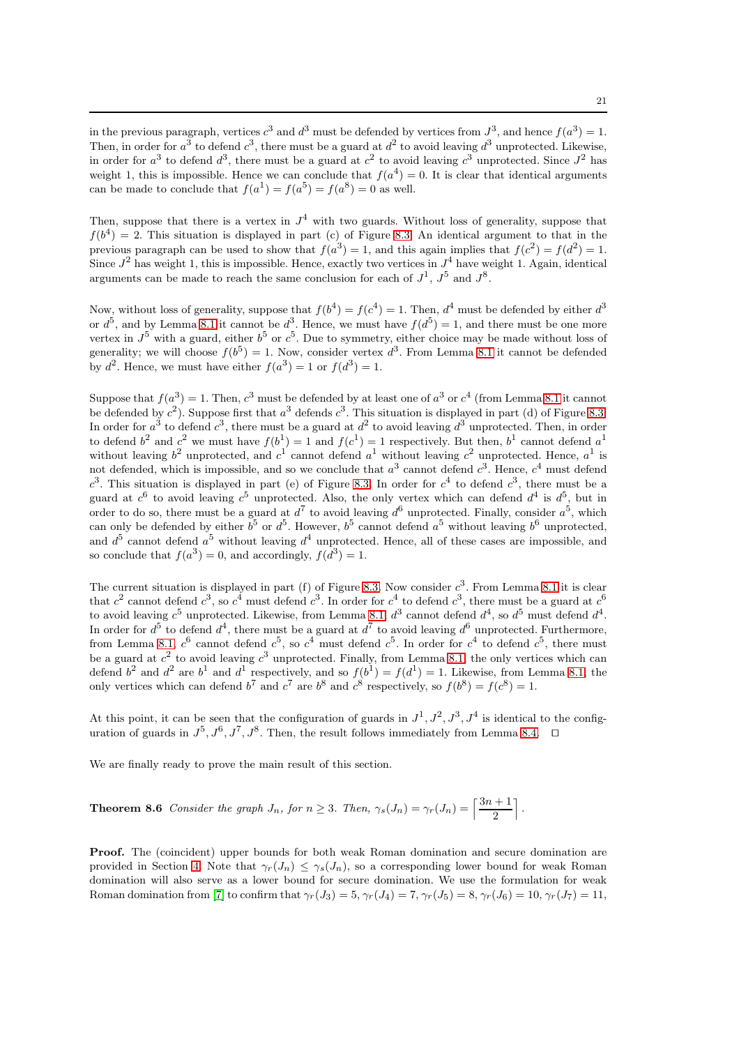in the previous paragraph, vertices $c^3$ and $d^3$ must be defended by vertices from $J^3$, and hence $f(a^3) = 1$. Then, in order for $a^3$ to defend $c^3$, there must be a guard at $d^2$ to avoid leaving $d^3$ unprotected. Likewise, in order for $a^3$ to defend $d^3$, there must be a guard at $c^2$ to avoid leaving $c^3$ unprotected. Since $J^2$ has weight 1, this is impossible. Hence we can conclude that $f(a^4) = 0$. It is clear that identical arguments can be made to conclude that $f(a^1) = f(a^5) = f(a^8) = 0$ as well.

Then, suppose that there is a vertex in $J^4$ with two guards. Without loss of generality, suppose that $f(b^4) = 2$. This situation is displayed in part (c) of Figure 8.3. An identical argument to that in the previous paragraph can be used to show that $f(a^3) = 1$, and this again implies that $f(c^2) = f(d^2) = 1$. Since $J^2$ has weight 1, this is impossible. Hence, exactly two vertices in $J^4$ have weight 1. Again, identical arguments can be made to reach the same conclusion for each of $J^1$, $J^5$ and $J^8$.

Now, without loss of generality, suppose that $f(b^4) = f(c^4) = 1$. Then, $d^4$ must be defended by either $d^3$ or $d^5$, and by Lemma 8.1 it cannot be $d^3$. Hence, we must have $f(d^5) = 1$, and there must be one more vertex in $J^5$ with a guard, either $b^5$ or $c^5$. Due to symmetry, either choice may be made without loss of generality; we will choose $f(b^5) = 1$. Now, consider vertex $d^3$. From Lemma 8.1 it cannot be defended by $d^2$. Hence, we must have either $f(a^3) = 1$ or $f(d^3) = 1$.

Suppose that $f(a^3) = 1$. Then, $c^3$ must be defended by at least one of $a^3$ or $c^4$ (from Lemma 8.1 it cannot be defended by $c^2$). Suppose first that $a^3$ defends $c^3$. This situation is displayed in part (d) of Figure 8.3. In order for $a^3$ to defend $c^3$, there must be a guard at $d^2$ to avoid leaving $d^3$ unprotected. Then, in order to defend $b^2$ and $c^2$ we must have $f(b^1) = 1$ and $f(c^1) = 1$ respectively. But then, $b^1$ cannot defend $a^1$ without leaving $b^2$ unprotected, and $c^1$ cannot defend $a^1$ without leaving $c^2$ unprotected. Hence, $a^1$ is not defended, which is impossible, and so we conclude that $a^3$ cannot defend $c^3$. Hence, $c^4$ must defend $c^3$. This situation is displayed in part (e) of Figure 8.3. In order for $c^4$ to defend $c^3$, there must be a guard at $c^6$ to avoid leaving $c^5$ unprotected. Also, the only vertex which can defend $d^4$ is $d^5$, but in order to do so, there must be a guard at $d^7$ to avoid leaving $d^6$ unprotected. Finally, consider $a^5$, which can only be defended by either $b^5$ or $d^5$. However, $b^5$ cannot defend $a^5$ without leaving $b^6$ unprotected, and $d^5$ cannot defend $a^5$ without leaving $d^4$ unprotected. Hence, all of these cases are impossible, and so conclude that $f(a^3) = 0$, and accordingly, $f(d^3) = 1$.

The current situation is displayed in part (f) of Figure 8.3. Now consider $c^3$. From Lemma 8.1 it is clear that $c^2$ cannot defend $c^3$, so $c^4$ must defend $c^3$. In order for $c^4$ to defend $c^3$, there must be a guard at $c^6$ to avoid leaving $c^5$ unprotected. Likewise, from Lemma 8.1, $d^3$ cannot defend $d^4$, so $d^5$ must defend $d^4$. In order for $d^5$ to defend $d^4$, there must be a guard at $d^7$ to avoid leaving $d^6$ unprotected. Furthermore, from Lemma 8.1, $c^6$ cannot defend $c^5$, so $c^4$ must defend $c^5$. In order for $c^4$ to defend $c^5$, there must be a guard at $c^2$ to avoid leaving $c^3$ unprotected. Finally, from Lemma 8.1, the only vertices which can defend $b^2$ and $d^2$ are $b^1$ and $d^1$ respectively, and so $f(b^1) = f(d^1) = 1$. Likewise, from Lemma 8.1, the only vertices which can defend $b^7$ and $c^7$ are $b^8$ and $c^8$ respectively, so $f(b^8) = f(c^8) = 1$.

At this point, it can be seen that the configuration of guards in $J^1, J^2, J^3, J^4$ is identical to the configuration of guards in $J^5, J^6, J^7, J^8$. Then, the result follows immediately from Lemma 8.4. □

We are finally ready to prove the main result of this section.

**Theorem 8.6** *Consider the graph $J_n$, for $n \geq 3$. Then,* $\gamma_s(J_n) = \gamma_r(J_n) = \left\lceil \dfrac{3n+1}{2} \right\rceil$.

**Proof.** The (coincident) upper bounds for both weak Roman domination and secure domination are provided in Section 4. Note that $\gamma_r(J_n) \leq \gamma_s(J_n)$, so a corresponding lower bound for weak Roman domination will also serve as a lower bound for secure domination. We use the formulation for weak Roman domination from [7] to confirm that $\gamma_r(J_3) = 5$, $\gamma_r(J_4) = 7$, $\gamma_r(J_5) = 8$, $\gamma_r(J_6) = 10$, $\gamma_r(J_7) = 11$,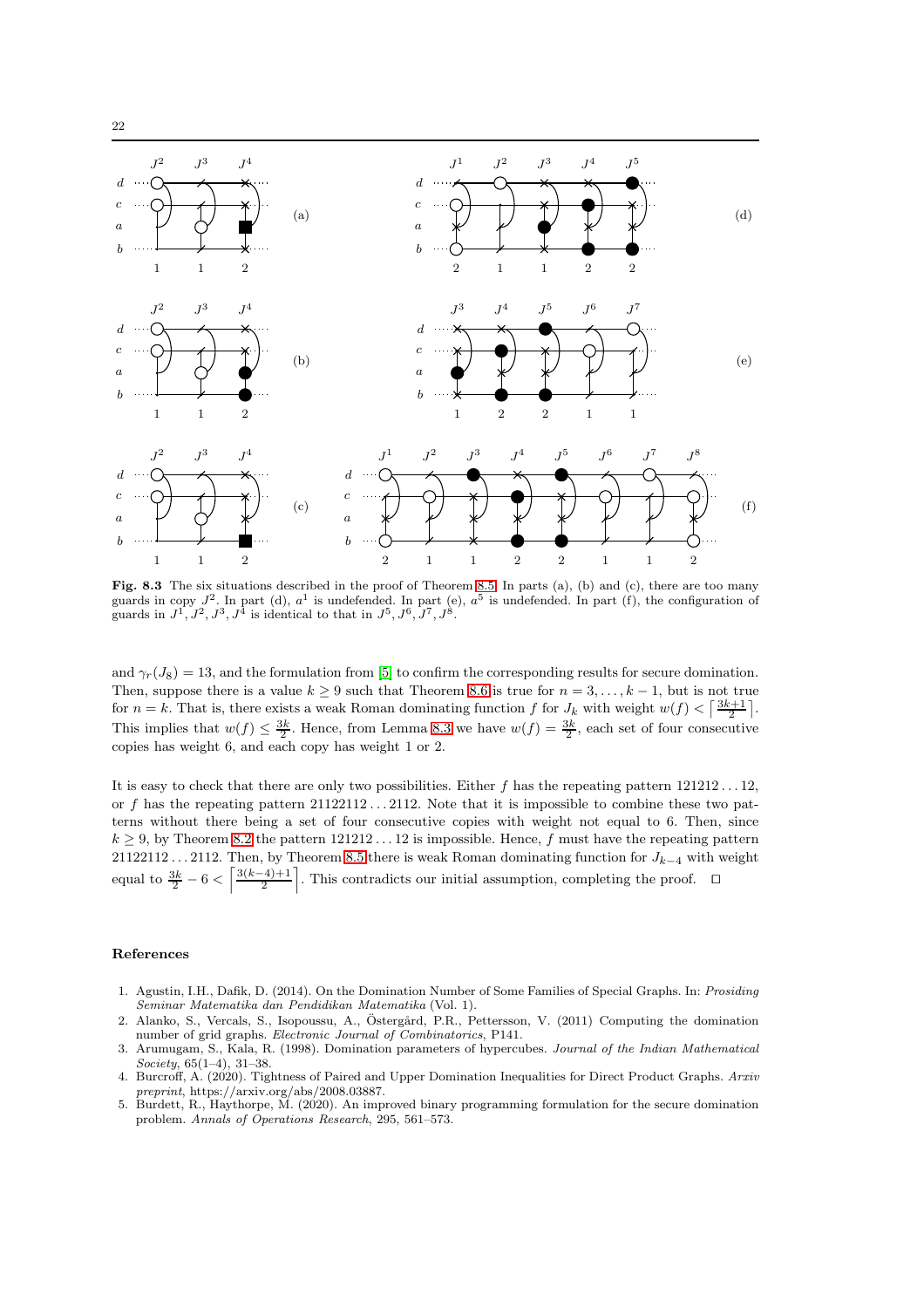**Fig. 8.3** The six situations described in the proof of Theorem 8.5. In parts (a), (b) and (c), there are too many guards in copy $J^2$. In part (d), $a^1$ is undefended. In part (e), $a^5$ is undefended. In part (f), the configuration of guards in $J^1, J^2, J^3, J^4$ is identical to that in $J^5, J^6, J^7, J^8$.

and $\gamma_r(J_8) = 13$, and the formulation from [5] to confirm the corresponding results for secure domination. Then, suppose there is a value $k \geq 9$ such that Theorem 8.6 is true for $n = 3, \ldots, k-1$, but is not true for $n = k$. That is, there exists a weak Roman dominating function $f$ for $J_k$ with weight $w(f) < \left\lceil \frac{3k+1}{2} \right\rceil$. This implies that $w(f) \leq \frac{3k}{2}$. Hence, from Lemma 8.3 we have $w(f) = \frac{3k}{2}$, each set of four consecutive copies has weight 6, and each copy has weight 1 or 2.

It is easy to check that there are only two possibilities. Either $f$ has the repeating pattern $121212\ldots12$, or $f$ has the repeating pattern $21122112\ldots2112$. Note that it is impossible to combine these two patterns without there being a set of four consecutive copies with weight not equal to 6. Then, since $k \geq 9$, by Theorem 8.2 the pattern $121212\ldots12$ is impossible. Hence, $f$ must have the repeating pattern $21122112\ldots2112$. Then, by Theorem 8.5 there is weak Roman dominating function for $J_{k-4}$ with weight equal to $\frac{3k}{2} - 6 < \left\lceil \frac{3(k-4)+1}{2} \right\rceil$. This contradicts our initial assumption, completing the proof. $\square$

## References

1. Agustin, I.H., Dafik, D. (2014). On the Domination Number of Some Families of Special Graphs. In: *Prosiding Seminar Matematika dan Pendidikan Matematika* (Vol. 1).
2. Alanko, S., Vercals, S., Isopoussu, A., Östergård, P.R., Pettersson, V. (2011) Computing the domination number of grid graphs. *Electronic Journal of Combinatorics*, P141.
3. Arumugam, S., Kala, R. (1998). Domination parameters of hypercubes. *Journal of the Indian Mathematical Society*, 65(1–4), 31–38.
4. Burcroff, A. (2020). Tightness of Paired and Upper Domination Inequalities for Direct Product Graphs. *Arxiv preprint*, https://arxiv.org/abs/2008.03887.
5. Burdett, R., Haythorpe, M. (2020). An improved binary programming formulation for the secure domination problem. *Annals of Operations Research*, 295, 561–573.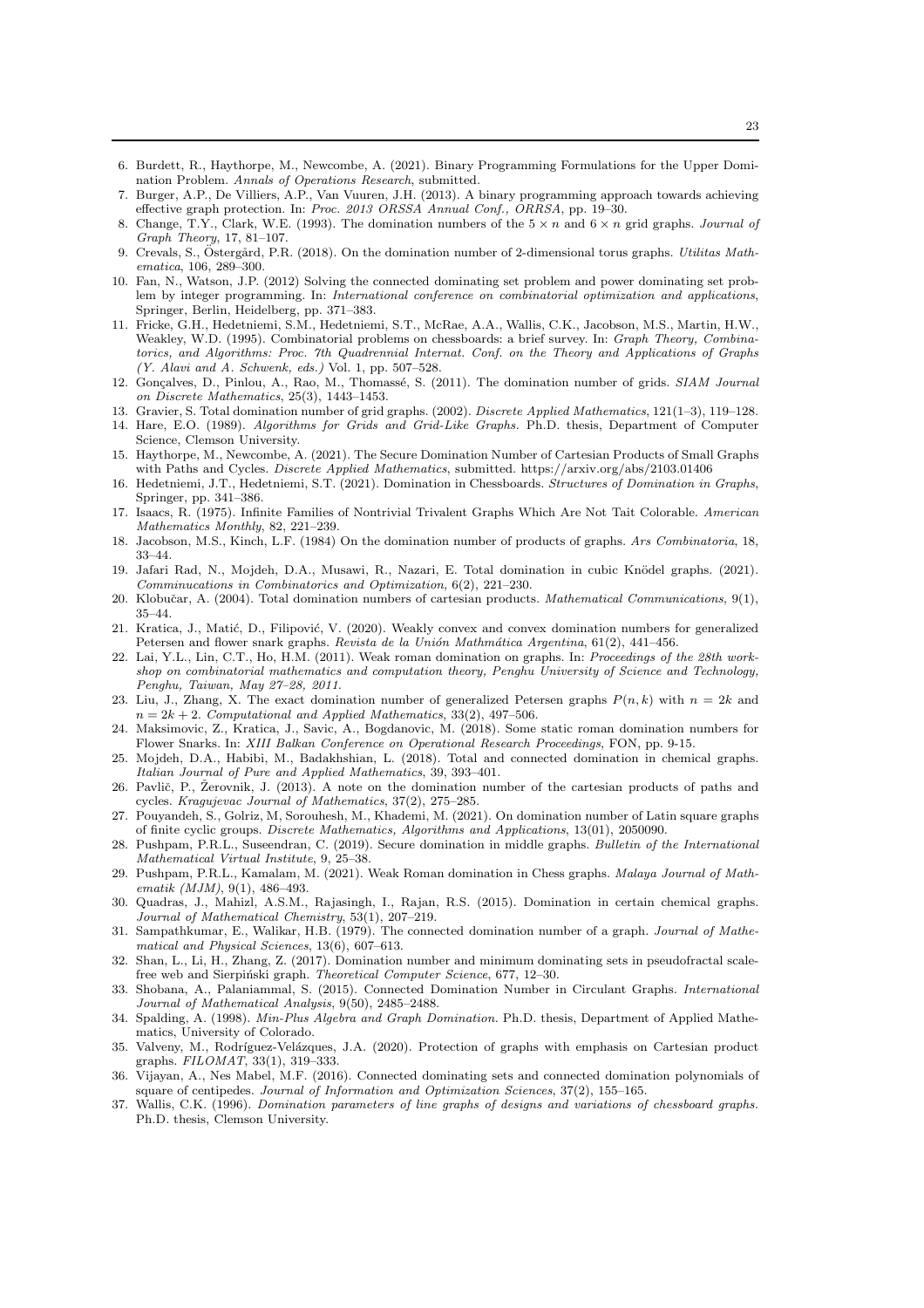6. Burdett, R., Haythorpe, M., Newcombe, A. (2021). Binary Programming Formulations for the Upper Domination Problem. *Annals of Operations Research*, submitted.
7. Burger, A.P., De Villiers, A.P., Van Vuuren, J.H. (2013). A binary programming approach towards achieving effective graph protection. In: *Proc. 2013 ORSSA Annual Conf., ORRSA*, pp. 19–30.
8. Change, T.Y., Clark, W.E. (1993). The domination numbers of the $5 \times n$ and $6 \times n$ grid graphs. *Journal of Graph Theory*, 17, 81–107.
9. Crevals, S., Östergård, P.R. (2018). On the domination number of 2-dimensional torus graphs. *Utilitas Mathematica*, 106, 289–300.
10. Fan, N., Watson, J.P. (2012) Solving the connected dominating set problem and power dominating set problem by integer programming. In: *International conference on combinatorial optimization and applications*, Springer, Berlin, Heidelberg, pp. 371–383.
11. Fricke, G.H., Hedetniemi, S.M., Hedetniemi, S.T., McRae, A.A., Wallis, C.K., Jacobson, M.S., Martin, H.W., Weakley, W.D. (1995). Combinatorial problems on chessboards: a brief survey. In: *Graph Theory, Combinatorics, and Algorithms: Proc. 7th Quadrennial Internat. Conf. on the Theory and Applications of Graphs (Y. Alavi and A. Schwenk, eds.)* Vol. 1, pp. 507–528.
12. Gonçalves, D., Pinlou, A., Rao, M., Thomassé, S. (2011). The domination number of grids. *SIAM Journal on Discrete Mathematics*, 25(3), 1443–1453.
13. Gravier, S. Total domination number of grid graphs. (2002). *Discrete Applied Mathematics*, 121(1–3), 119–128.
14. Hare, E.O. (1989). *Algorithms for Grids and Grid-Like Graphs*. Ph.D. thesis, Department of Computer Science, Clemson University.
15. Haythorpe, M., Newcombe, A. (2021). The Secure Domination Number of Cartesian Products of Small Graphs with Paths and Cycles. *Discrete Applied Mathematics*, submitted. https://arxiv.org/abs/2103.01406
16. Hedetniemi, J.T., Hedetniemi, S.T. (2021). Domination in Chessboards. *Structures of Domination in Graphs*, Springer, pp. 341–386.
17. Isaacs, R. (1975). Infinite Families of Nontrivial Trivalent Graphs Which Are Not Tait Colorable. *American Mathematics Monthly*, 82, 221–239.
18. Jacobson, M.S., Kinch, L.F. (1984) On the domination number of products of graphs. *Ars Combinatoria*, 18, 33–44.
19. Jafari Rad, N., Mojdeh, D.A., Musawi, R., Nazari, E. Total domination in cubic Knödel graphs. (2021). *Comminucations in Combinatorics and Optimization*, 6(2), 221–230.
20. Klobučar, A. (2004). Total domination numbers of cartesian products. *Mathematical Communications*, 9(1), 35–44.
21. Kratica, J., Matić, D., Filipović, V. (2020). Weakly convex and convex domination numbers for generalized Petersen and flower snark graphs. *Revista de la Unión Mathmática Argentina*, 61(2), 441–456.
22. Lai, Y.L., Lin, C.T., Ho, H.M. (2011). Weak roman domination on graphs. In: *Proceedings of the 28th workshop on combinatorial mathematics and computation theory, Penghu University of Science and Technology, Penghu, Taiwan, May 27–28, 2011*.
23. Liu, J., Zhang, X. The exact domination number of generalized Petersen graphs $P(n, k)$ with $n = 2k$ and $n = 2k + 2$. *Computational and Applied Mathematics*, 33(2), 497–506.
24. Maksimovic, Z., Kratica, J., Savic, A., Bogdanovic, M. (2018). Some static roman domination numbers for Flower Snarks. In: *XIII Balkan Conference on Operational Research Proceedings*, FON, pp. 9-15.
25. Mojdeh, D.A., Habibi, M., Badakhshian, L. (2018). Total and connected domination in chemical graphs. *Italian Journal of Pure and Applied Mathematics*, 39, 393–401.
26. Pavlič, P., Žerovnik, J. (2013). A note on the domination number of the cartesian products of paths and cycles. *Kragujevac Journal of Mathematics*, 37(2), 275–285.
27. Pouyandeh, S., Golriz, M, Sorouhesh, M., Khademi, M. (2021). On domination number of Latin square graphs of finite cyclic groups. *Discrete Mathematics, Algorithms and Applications*, 13(01), 2050090.
28. Pushpam, P.R.L., Suseendran, C. (2019). Secure domination in middle graphs. *Bulletin of the International Mathematical Virtual Institute*, 9, 25–38.
29. Pushpam, P.R.L., Kamalam, M. (2021). Weak Roman domination in Chess graphs. *Malaya Journal of Mathematik (MJM)*, 9(1), 486–493.
30. Quadras, J., Mahizl, A.S.M., Rajasingh, I., Rajan, R.S. (2015). Domination in certain chemical graphs. *Journal of Mathematical Chemistry*, 53(1), 207–219.
31. Sampathkumar, E., Walikar, H.B. (1979). The connected domination number of a graph. *Journal of Mathematical and Physical Sciences*, 13(6), 607–613.
32. Shan, L., Li, H., Zhang, Z. (2017). Domination number and minimum dominating sets in pseudofractal scale-free web and Sierpiński graph. *Theoretical Computer Science*, 677, 12–30.
33. Shobana, A., Palaniammal, S. (2015). Connected Domination Number in Circulant Graphs. *International Journal of Mathematical Analysis*, 9(50), 2485–2488.
34. Spalding, A. (1998). *Min-Plus Algebra and Graph Domination*. Ph.D. thesis, Department of Applied Mathematics, University of Colorado.
35. Valveny, M., Rodríguez-Velázques, J.A. (2020). Protection of graphs with emphasis on Cartesian product graphs. *FILOMAT*, 33(1), 319–333.
36. Vijayan, A., Nes Mabel, M.F. (2016). Connected dominating sets and connected domination polynomials of square of centipedes. *Journal of Information and Optimization Sciences*, 37(2), 155–165.
37. Wallis, C.K. (1996). *Domination parameters of line graphs of designs and variations of chessboard graphs.* Ph.D. thesis, Clemson University.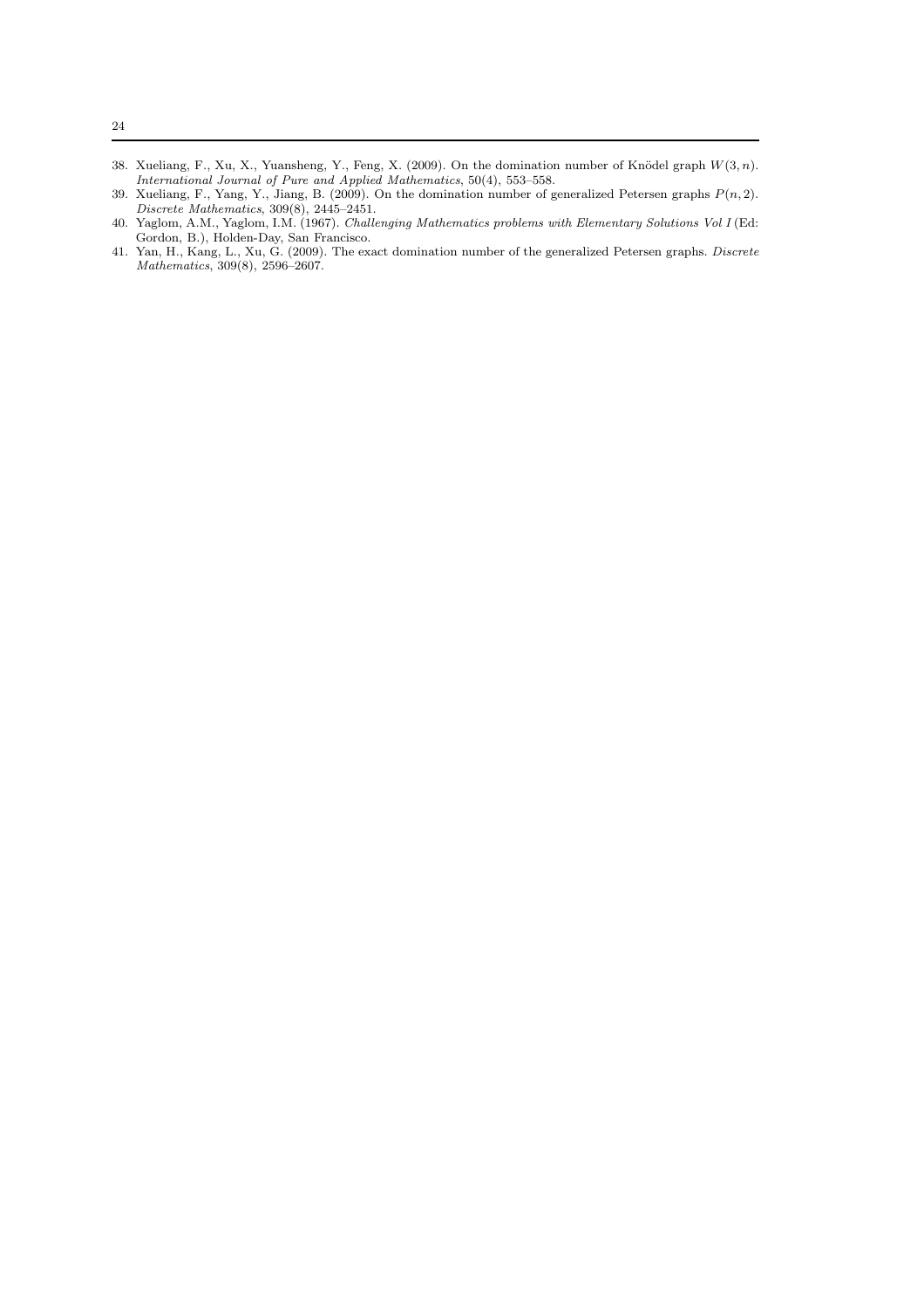38. Xueliang, F., Xu, X., Yuansheng, Y., Feng, X. (2009). On the domination number of Knödel graph $W(3, n)$. *International Journal of Pure and Applied Mathematics*, 50(4), 553–558.
39. Xueliang, F., Yang, Y., Jiang, B. (2009). On the domination number of generalized Petersen graphs $P(n, 2)$. *Discrete Mathematics*, 309(8), 2445–2451.
40. Yaglom, A.M., Yaglom, I.M. (1967). *Challenging Mathematics problems with Elementary Solutions Vol I* (Ed: Gordon, B.), Holden-Day, San Francisco.
41. Yan, H., Kang, L., Xu, G. (2009). The exact domination number of the generalized Petersen graphs. *Discrete Mathematics*, 309(8), 2596–2607.